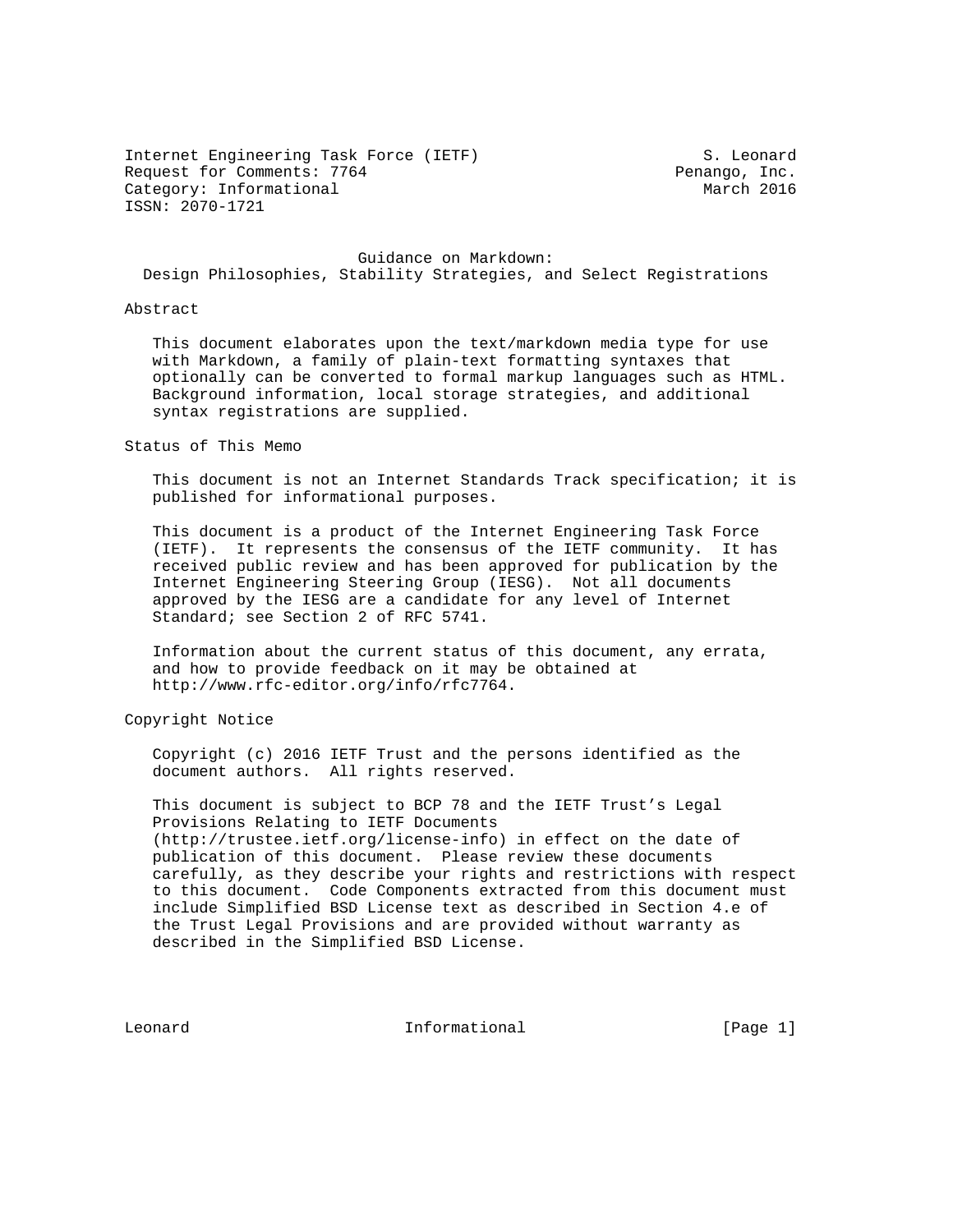Internet Engineering Task Force (IETF) S. Leonard
Request for Comments: 7764 Penango, Inc.
Category: Informational March 2016
ISSN: 2070-1721

# Guidance on Markdown: Design Philosophies, Stability Strategies, and Select Registrations

## Abstract

This document elaborates upon the text/markdown media type for use with Markdown, a family of plain-text formatting syntaxes that optionally can be converted to formal markup languages such as HTML. Background information, local storage strategies, and additional syntax registrations are supplied.

## Status of This Memo

This document is not an Internet Standards Track specification; it is published for informational purposes.

This document is a product of the Internet Engineering Task Force (IETF). It represents the consensus of the IETF community. It has received public review and has been approved for publication by the Internet Engineering Steering Group (IESG). Not all documents approved by the IESG are a candidate for any level of Internet Standard; see Section 2 of RFC 5741.

Information about the current status of this document, any errata, and how to provide feedback on it may be obtained at http://www.rfc-editor.org/info/rfc7764.

## Copyright Notice

Copyright (c) 2016 IETF Trust and the persons identified as the document authors. All rights reserved.

This document is subject to BCP 78 and the IETF Trust's Legal Provisions Relating to IETF Documents (http://trustee.ietf.org/license-info) in effect on the date of publication of this document. Please review these documents carefully, as they describe your rights and restrictions with respect to this document. Code Components extracted from this document must include Simplified BSD License text as described in Section 4.e of the Trust Legal Provisions and are provided without warranty as described in the Simplified BSD License.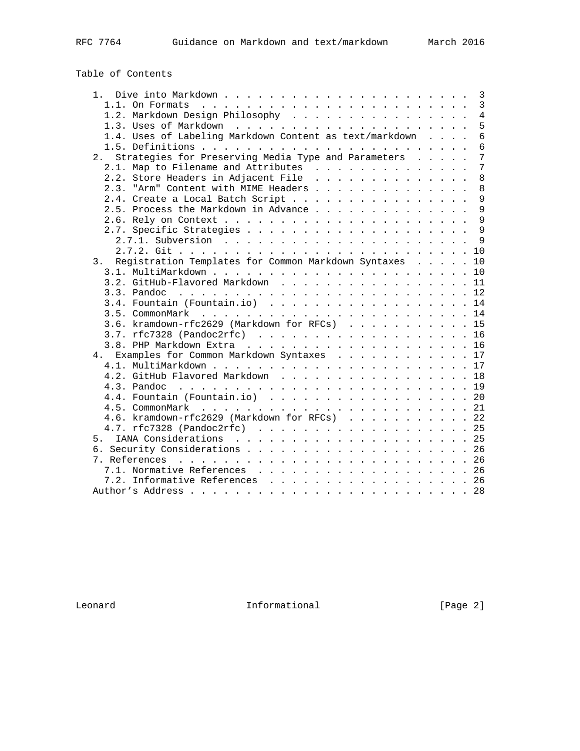Table of Contents

```
   1.  Dive into Markdown . . . . . . . . . . . . . . . . . . . . . . 3
     1.1. On Formats  . . . . . . . . . . . . . . . . . . . . . . . . 3
     1.2. Markdown Design Philosophy  . . . . . . . . . . . . . . . . 4
     1.3. Uses of Markdown  . . . . . . . . . . . . . . . . . . . . . 5
     1.4. Uses of Labeling Markdown Content as text/markdown  . . . . 6
     1.5. Definitions . . . . . . . . . . . . . . . . . . . . . . . . 6
   2.  Strategies for Preserving Media Type and Parameters  . . . . . 7
     2.1. Map to Filename and Attributes  . . . . . . . . . . . . . . 7
     2.2. Store Headers in Adjacent File  . . . . . . . . . . . . . . 8
     2.3. "Arm" Content with MIME Headers . . . . . . . . . . . . . . 8
     2.4. Create a Local Batch Script . . . . . . . . . . . . . . . . 9
     2.5. Process the Markdown in Advance . . . . . . . . . . . . . . 9
     2.6. Rely on Context . . . . . . . . . . . . . . . . . . . . . . 9
     2.7. Specific Strategies . . . . . . . . . . . . . . . . . . . . 9
       2.7.1. Subversion  . . . . . . . . . . . . . . . . . . . . . . 9
       2.7.2. Git . . . . . . . . . . . . . . . . . . . . . . . . . . 10
   3.  Registration Templates for Common Markdown Syntaxes  . . . . . 10
     3.1. MultiMarkdown . . . . . . . . . . . . . . . . . . . . . . . 10
     3.2. GitHub-Flavored Markdown  . . . . . . . . . . . . . . . . . 11
     3.3. Pandoc  . . . . . . . . . . . . . . . . . . . . . . . . . . 12
     3.4. Fountain (Fountain.io)  . . . . . . . . . . . . . . . . . . 14
     3.5. CommonMark  . . . . . . . . . . . . . . . . . . . . . . . . 14
     3.6. kramdown-rfc2629 (Markdown for RFCs)  . . . . . . . . . . . 15
     3.7. rfc7328 (Pandoc2rfc)  . . . . . . . . . . . . . . . . . . . 16
     3.8. PHP Markdown Extra  . . . . . . . . . . . . . . . . . . . . 16
   4.  Examples for Common Markdown Syntaxes  . . . . . . . . . . . . 17
     4.1. MultiMarkdown . . . . . . . . . . . . . . . . . . . . . . . 17
     4.2. GitHub Flavored Markdown  . . . . . . . . . . . . . . . . . 18
     4.3. Pandoc  . . . . . . . . . . . . . . . . . . . . . . . . . . 19
     4.4. Fountain (Fountain.io)  . . . . . . . . . . . . . . . . . . 20
     4.5. CommonMark  . . . . . . . . . . . . . . . . . . . . . . . . 21
     4.6. kramdown-rfc2629 (Markdown for RFCs)  . . . . . . . . . . . 22
     4.7. rfc7328 (Pandoc2rfc)  . . . . . . . . . . . . . . . . . . . 25
   5.  IANA Considerations  . . . . . . . . . . . . . . . . . . . . . 25
   6. Security Considerations . . . . . . . . . . . . . . . . . . . . 26
   7. References  . . . . . . . . . . . . . . . . . . . . . . . . . . 26
     7.1. Normative References  . . . . . . . . . . . . . . . . . . . 26
     7.2. Informative References  . . . . . . . . . . . . . . . . . . 26
   Author's Address . . . . . . . . . . . . . . . . . . . . . . . . . 28
```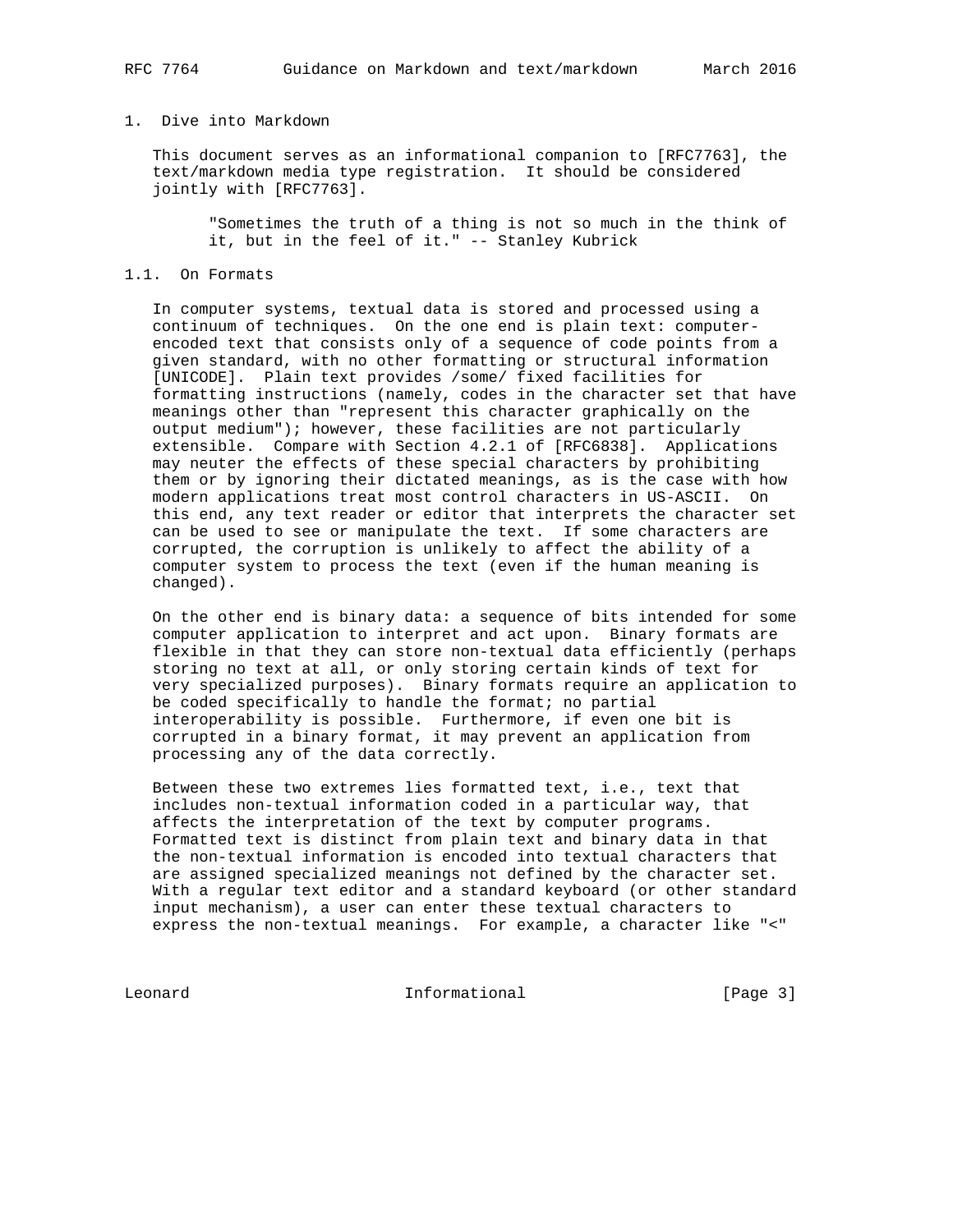# 1. Dive into Markdown

This document serves as an informational companion to [RFC7763], the text/markdown media type registration. It should be considered jointly with [RFC7763].

> "Sometimes the truth of a thing is not so much in the think of it, but in the feel of it." -- Stanley Kubrick

## 1.1. On Formats

In computer systems, textual data is stored and processed using a continuum of techniques. On the one end is plain text: computer-encoded text that consists only of a sequence of code points from a given standard, with no other formatting or structural information [UNICODE]. Plain text provides /some/ fixed facilities for formatting instructions (namely, codes in the character set that have meanings other than "represent this character graphically on the output medium"); however, these facilities are not particularly extensible. Compare with Section 4.2.1 of [RFC6838]. Applications may neuter the effects of these special characters by prohibiting them or by ignoring their dictated meanings, as is the case with how modern applications treat most control characters in US-ASCII. On this end, any text reader or editor that interprets the character set can be used to see or manipulate the text. If some characters are corrupted, the corruption is unlikely to affect the ability of a computer system to process the text (even if the human meaning is changed).

On the other end is binary data: a sequence of bits intended for some computer application to interpret and act upon. Binary formats are flexible in that they can store non-textual data efficiently (perhaps storing no text at all, or only storing certain kinds of text for very specialized purposes). Binary formats require an application to be coded specifically to handle the format; no partial interoperability is possible. Furthermore, if even one bit is corrupted in a binary format, it may prevent an application from processing any of the data correctly.

Between these two extremes lies formatted text, i.e., text that includes non-textual information coded in a particular way, that affects the interpretation of the text by computer programs. Formatted text is distinct from plain text and binary data in that the non-textual information is encoded into textual characters that are assigned specialized meanings not defined by the character set. With a regular text editor and a standard keyboard (or other standard input mechanism), a user can enter these textual characters to express the non-textual meanings. For example, a character like "<"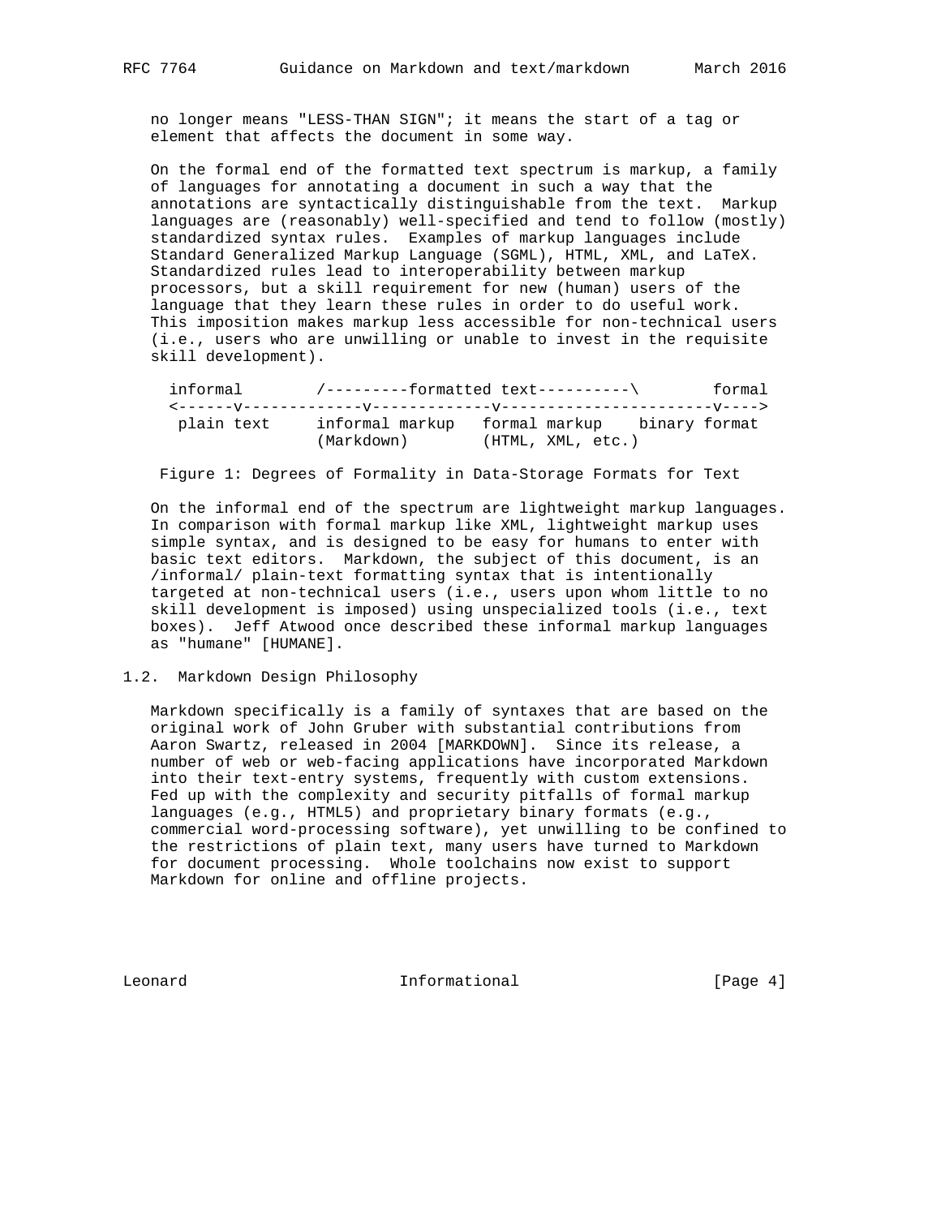no longer means "LESS-THAN SIGN"; it means the start of a tag or element that affects the document in some way.

On the formal end of the formatted text spectrum is markup, a family of languages for annotating a document in such a way that the annotations are syntactically distinguishable from the text. Markup languages are (reasonably) well-specified and tend to follow (mostly) standardized syntax rules. Examples of markup languages include Standard Generalized Markup Language (SGML), HTML, XML, and LaTeX. Standardized rules lead to interoperability between markup processors, but a skill requirement for new (human) users of the language that they learn these rules in order to do useful work. This imposition makes markup less accessible for non-technical users (i.e., users who are unwilling or unable to invest in the requisite skill development).

```
 informal        /---------formatted text----------\        formal
 <------v-------------v-------------v-----------------------v---->
  plain text     informal markup   formal markup    binary format
                 (Markdown)        (HTML, XML, etc.)
```

Figure 1: Degrees of Formality in Data-Storage Formats for Text

On the informal end of the spectrum are lightweight markup languages. In comparison with formal markup like XML, lightweight markup uses simple syntax, and is designed to be easy for humans to enter with basic text editors. Markdown, the subject of this document, is an /informal/ plain-text formatting syntax that is intentionally targeted at non-technical users (i.e., users upon whom little to no skill development is imposed) using unspecialized tools (i.e., text boxes). Jeff Atwood once described these informal markup languages as "humane" [HUMANE].

### 1.2. Markdown Design Philosophy

Markdown specifically is a family of syntaxes that are based on the original work of John Gruber with substantial contributions from Aaron Swartz, released in 2004 [MARKDOWN]. Since its release, a number of web or web-facing applications have incorporated Markdown into their text-entry systems, frequently with custom extensions. Fed up with the complexity and security pitfalls of formal markup languages (e.g., HTML5) and proprietary binary formats (e.g., commercial word-processing software), yet unwilling to be confined to the restrictions of plain text, many users have turned to Markdown for document processing. Whole toolchains now exist to support Markdown for online and offline projects.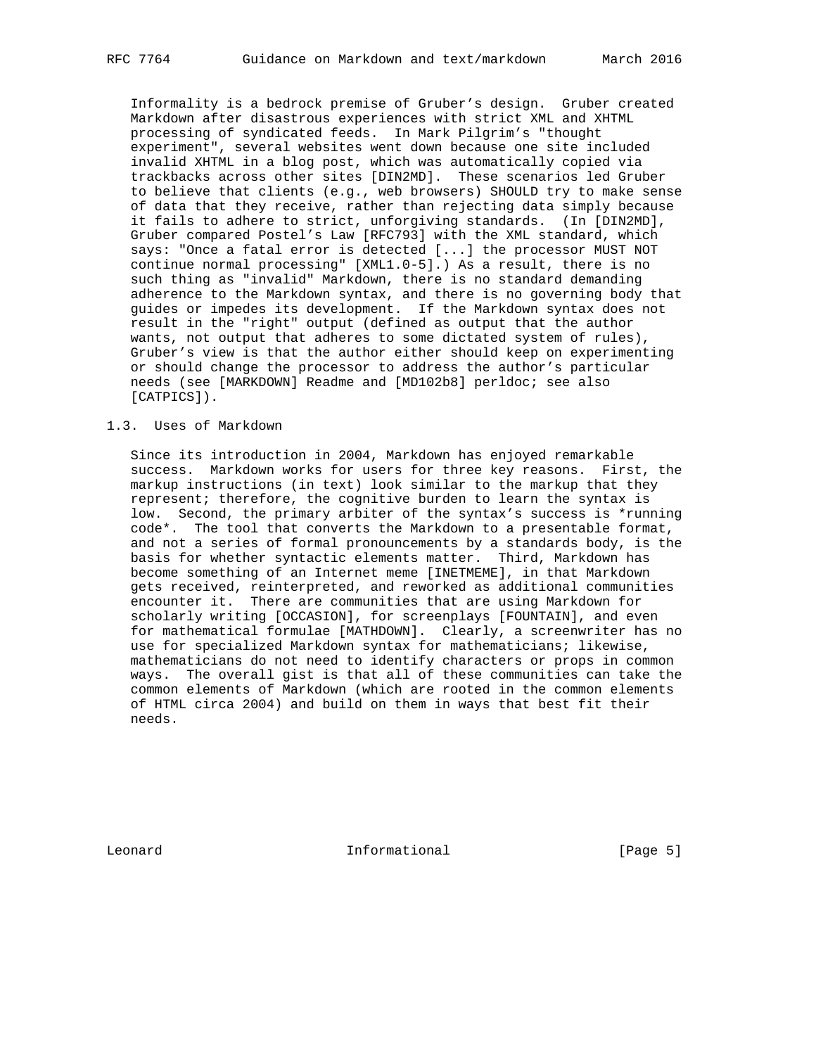Informality is a bedrock premise of Gruber's design. Gruber created Markdown after disastrous experiences with strict XML and XHTML processing of syndicated feeds. In Mark Pilgrim's "thought experiment", several websites went down because one site included invalid XHTML in a blog post, which was automatically copied via trackbacks across other sites [DIN2MD]. These scenarios led Gruber to believe that clients (e.g., web browsers) SHOULD try to make sense of data that they receive, rather than rejecting data simply because it fails to adhere to strict, unforgiving standards. (In [DIN2MD], Gruber compared Postel's Law [RFC793] with the XML standard, which says: "Once a fatal error is detected [...] the processor MUST NOT continue normal processing" [XML1.0-5].) As a result, there is no such thing as "invalid" Markdown, there is no standard demanding adherence to the Markdown syntax, and there is no governing body that guides or impedes its development. If the Markdown syntax does not result in the "right" output (defined as output that the author wants, not output that adheres to some dictated system of rules), Gruber's view is that the author either should keep on experimenting or should change the processor to address the author's particular needs (see [MARKDOWN] Readme and [MD102b8] perldoc; see also [CATPICS]).

### 1.3. Uses of Markdown

Since its introduction in 2004, Markdown has enjoyed remarkable success. Markdown works for users for three key reasons. First, the markup instructions (in text) look similar to the markup that they represent; therefore, the cognitive burden to learn the syntax is low. Second, the primary arbiter of the syntax's success is *running code*. The tool that converts the Markdown to a presentable format, and not a series of formal pronouncements by a standards body, is the basis for whether syntactic elements matter. Third, Markdown has become something of an Internet meme [INETMEME], in that Markdown gets received, reinterpreted, and reworked as additional communities encounter it. There are communities that are using Markdown for scholarly writing [OCCASION], for screenplays [FOUNTAIN], and even for mathematical formulae [MATHDOWN]. Clearly, a screenwriter has no use for specialized Markdown syntax for mathematicians; likewise, mathematicians do not need to identify characters or props in common ways. The overall gist is that all of these communities can take the common elements of Markdown (which are rooted in the common elements of HTML circa 2004) and build on them in ways that best fit their needs.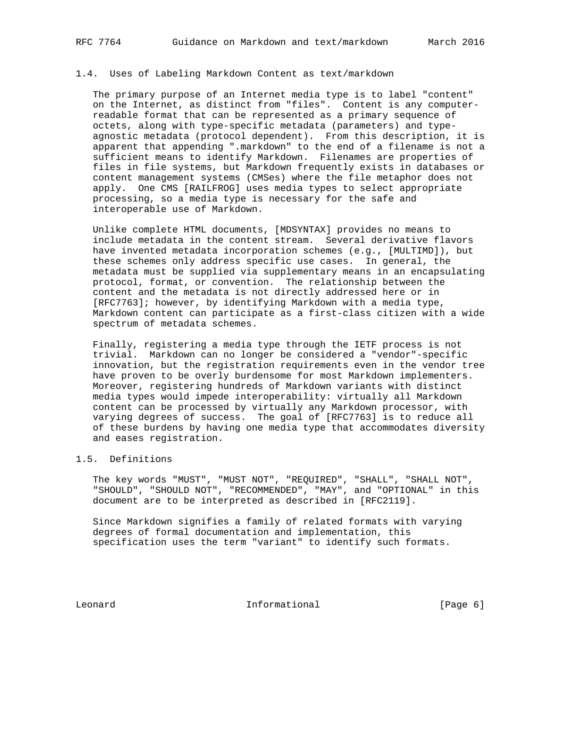### 1.4. Uses of Labeling Markdown Content as text/markdown

The primary purpose of an Internet media type is to label "content" on the Internet, as distinct from "files". Content is any computer-readable format that can be represented as a primary sequence of octets, along with type-specific metadata (parameters) and type-agnostic metadata (protocol dependent). From this description, it is apparent that appending ".markdown" to the end of a filename is not a sufficient means to identify Markdown. Filenames are properties of files in file systems, but Markdown frequently exists in databases or content management systems (CMSes) where the file metaphor does not apply. One CMS [RAILFROG] uses media types to select appropriate processing, so a media type is necessary for the safe and interoperable use of Markdown.

Unlike complete HTML documents, [MDSYNTAX] provides no means to include metadata in the content stream. Several derivative flavors have invented metadata incorporation schemes (e.g., [MULTIMD]), but these schemes only address specific use cases. In general, the metadata must be supplied via supplementary means in an encapsulating protocol, format, or convention. The relationship between the content and the metadata is not directly addressed here or in [RFC7763]; however, by identifying Markdown with a media type, Markdown content can participate as a first-class citizen with a wide spectrum of metadata schemes.

Finally, registering a media type through the IETF process is not trivial. Markdown can no longer be considered a "vendor"-specific innovation, but the registration requirements even in the vendor tree have proven to be overly burdensome for most Markdown implementers. Moreover, registering hundreds of Markdown variants with distinct media types would impede interoperability: virtually all Markdown content can be processed by virtually any Markdown processor, with varying degrees of success. The goal of [RFC7763] is to reduce all of these burdens by having one media type that accommodates diversity and eases registration.

### 1.5. Definitions

The key words "MUST", "MUST NOT", "REQUIRED", "SHALL", "SHALL NOT", "SHOULD", "SHOULD NOT", "RECOMMENDED", "MAY", and "OPTIONAL" in this document are to be interpreted as described in [RFC2119].

Since Markdown signifies a family of related formats with varying degrees of formal documentation and implementation, this specification uses the term "variant" to identify such formats.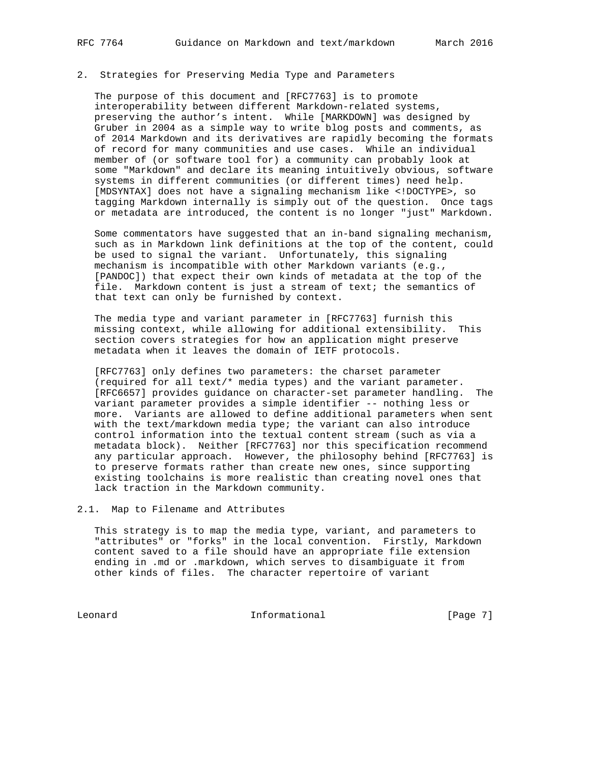## 2. Strategies for Preserving Media Type and Parameters

The purpose of this document and [RFC7763] is to promote interoperability between different Markdown-related systems, preserving the author's intent. While [MARKDOWN] was designed by Gruber in 2004 as a simple way to write blog posts and comments, as of 2014 Markdown and its derivatives are rapidly becoming the formats of record for many communities and use cases. While an individual member of (or software tool for) a community can probably look at some "Markdown" and declare its meaning intuitively obvious, software systems in different communities (or different times) need help. [MDSYNTAX] does not have a signaling mechanism like <!DOCTYPE>, so tagging Markdown internally is simply out of the question. Once tags or metadata are introduced, the content is no longer "just" Markdown.

Some commentators have suggested that an in-band signaling mechanism, such as in Markdown link definitions at the top of the content, could be used to signal the variant. Unfortunately, this signaling mechanism is incompatible with other Markdown variants (e.g., [PANDOC]) that expect their own kinds of metadata at the top of the file. Markdown content is just a stream of text; the semantics of that text can only be furnished by context.

The media type and variant parameter in [RFC7763] furnish this missing context, while allowing for additional extensibility. This section covers strategies for how an application might preserve metadata when it leaves the domain of IETF protocols.

[RFC7763] only defines two parameters: the charset parameter (required for all text/* media types) and the variant parameter. [RFC6657] provides guidance on character-set parameter handling. The variant parameter provides a simple identifier -- nothing less or more. Variants are allowed to define additional parameters when sent with the text/markdown media type; the variant can also introduce control information into the textual content stream (such as via a metadata block). Neither [RFC7763] nor this specification recommend any particular approach. However, the philosophy behind [RFC7763] is to preserve formats rather than create new ones, since supporting existing toolchains is more realistic than creating novel ones that lack traction in the Markdown community.

### 2.1. Map to Filename and Attributes

This strategy is to map the media type, variant, and parameters to "attributes" or "forks" in the local convention. Firstly, Markdown content saved to a file should have an appropriate file extension ending in .md or .markdown, which serves to disambiguate it from other kinds of files. The character repertoire of variant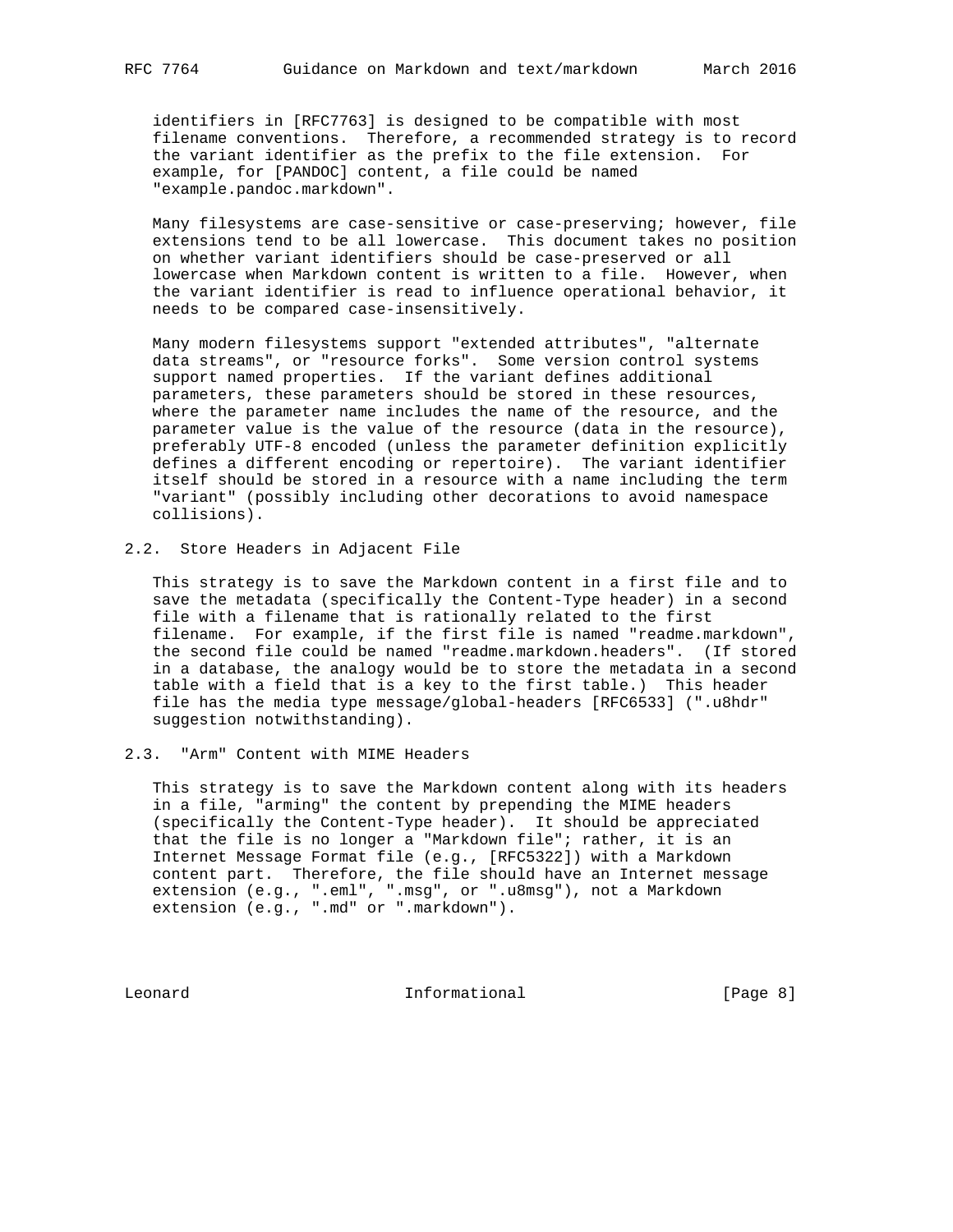identifiers in [RFC7763] is designed to be compatible with most filename conventions. Therefore, a recommended strategy is to record the variant identifier as the prefix to the file extension. For example, for [PANDOC] content, a file could be named "example.pandoc.markdown".

Many filesystems are case-sensitive or case-preserving; however, file extensions tend to be all lowercase. This document takes no position on whether variant identifiers should be case-preserved or all lowercase when Markdown content is written to a file. However, when the variant identifier is read to influence operational behavior, it needs to be compared case-insensitively.

Many modern filesystems support "extended attributes", "alternate data streams", or "resource forks". Some version control systems support named properties. If the variant defines additional parameters, these parameters should be stored in these resources, where the parameter name includes the name of the resource, and the parameter value is the value of the resource (data in the resource), preferably UTF-8 encoded (unless the parameter definition explicitly defines a different encoding or repertoire). The variant identifier itself should be stored in a resource with a name including the term "variant" (possibly including other decorations to avoid namespace collisions).

### 2.2. Store Headers in Adjacent File

This strategy is to save the Markdown content in a first file and to save the metadata (specifically the Content-Type header) in a second file with a filename that is rationally related to the first filename. For example, if the first file is named "readme.markdown", the second file could be named "readme.markdown.headers". (If stored in a database, the analogy would be to store the metadata in a second table with a field that is a key to the first table.) This header file has the media type message/global-headers [RFC6533] (".u8hdr" suggestion notwithstanding).

### 2.3. "Arm" Content with MIME Headers

This strategy is to save the Markdown content along with its headers in a file, "arming" the content by prepending the MIME headers (specifically the Content-Type header). It should be appreciated that the file is no longer a "Markdown file"; rather, it is an Internet Message Format file (e.g., [RFC5322]) with a Markdown content part. Therefore, the file should have an Internet message extension (e.g., ".eml", ".msg", or ".u8msg"), not a Markdown extension (e.g., ".md" or ".markdown").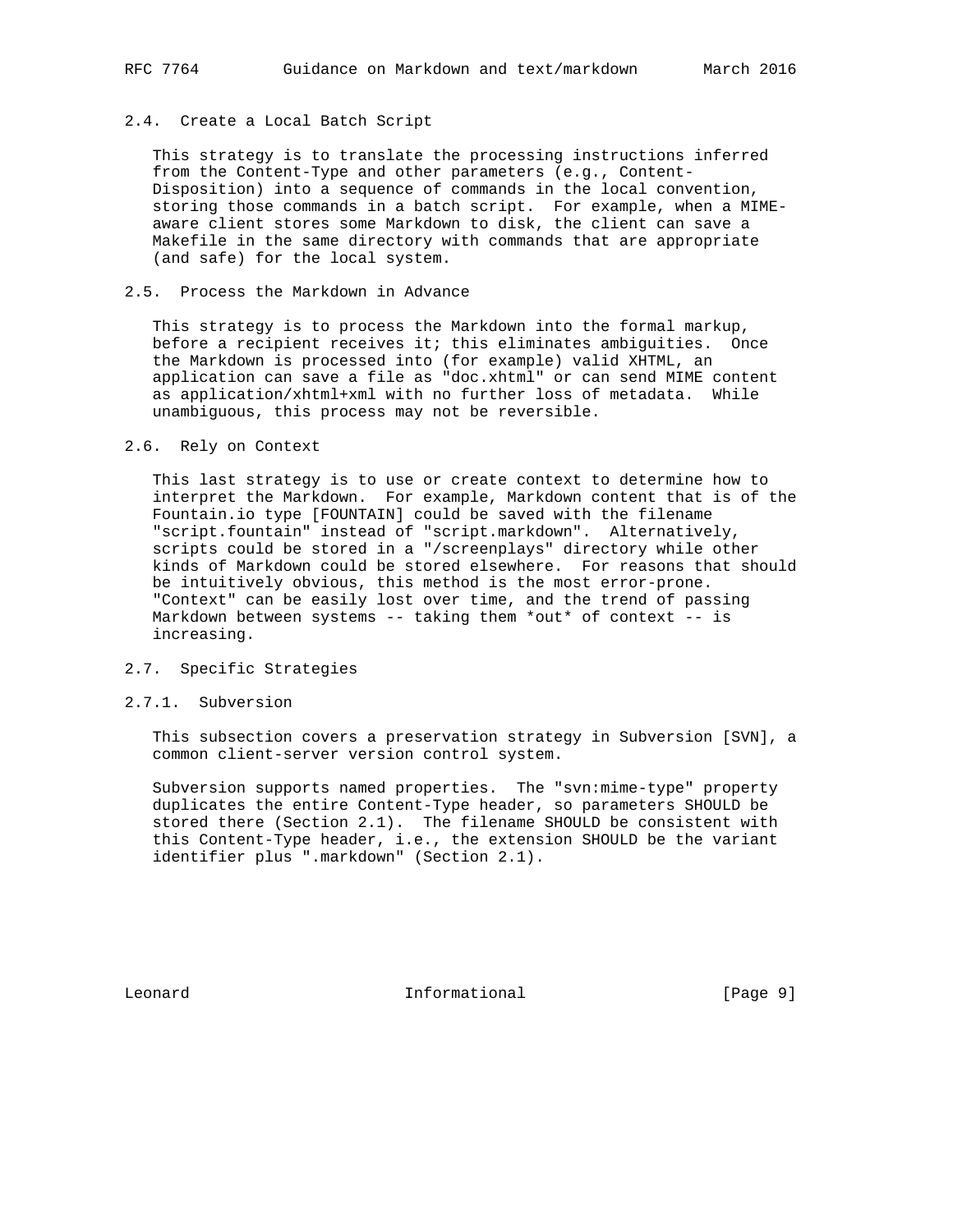### 2.4. Create a Local Batch Script

This strategy is to translate the processing instructions inferred from the Content-Type and other parameters (e.g., Content-Disposition) into a sequence of commands in the local convention, storing those commands in a batch script. For example, when a MIME-aware client stores some Markdown to disk, the client can save a Makefile in the same directory with commands that are appropriate (and safe) for the local system.

### 2.5. Process the Markdown in Advance

This strategy is to process the Markdown into the formal markup, before a recipient receives it; this eliminates ambiguities. Once the Markdown is processed into (for example) valid XHTML, an application can save a file as "doc.xhtml" or can send MIME content as application/xhtml+xml with no further loss of metadata. While unambiguous, this process may not be reversible.

### 2.6. Rely on Context

This last strategy is to use or create context to determine how to interpret the Markdown. For example, Markdown content that is of the Fountain.io type [FOUNTAIN] could be saved with the filename "script.fountain" instead of "script.markdown". Alternatively, scripts could be stored in a "/screenplays" directory while other kinds of Markdown could be stored elsewhere. For reasons that should be intuitively obvious, this method is the most error-prone. "Context" can be easily lost over time, and the trend of passing Markdown between systems -- taking them *out* of context -- is increasing.

### 2.7. Specific Strategies

#### 2.7.1. Subversion

This subsection covers a preservation strategy in Subversion [SVN], a common client-server version control system.

Subversion supports named properties. The "svn:mime-type" property duplicates the entire Content-Type header, so parameters SHOULD be stored there (Section 2.1). The filename SHOULD be consistent with this Content-Type header, i.e., the extension SHOULD be the variant identifier plus ".markdown" (Section 2.1).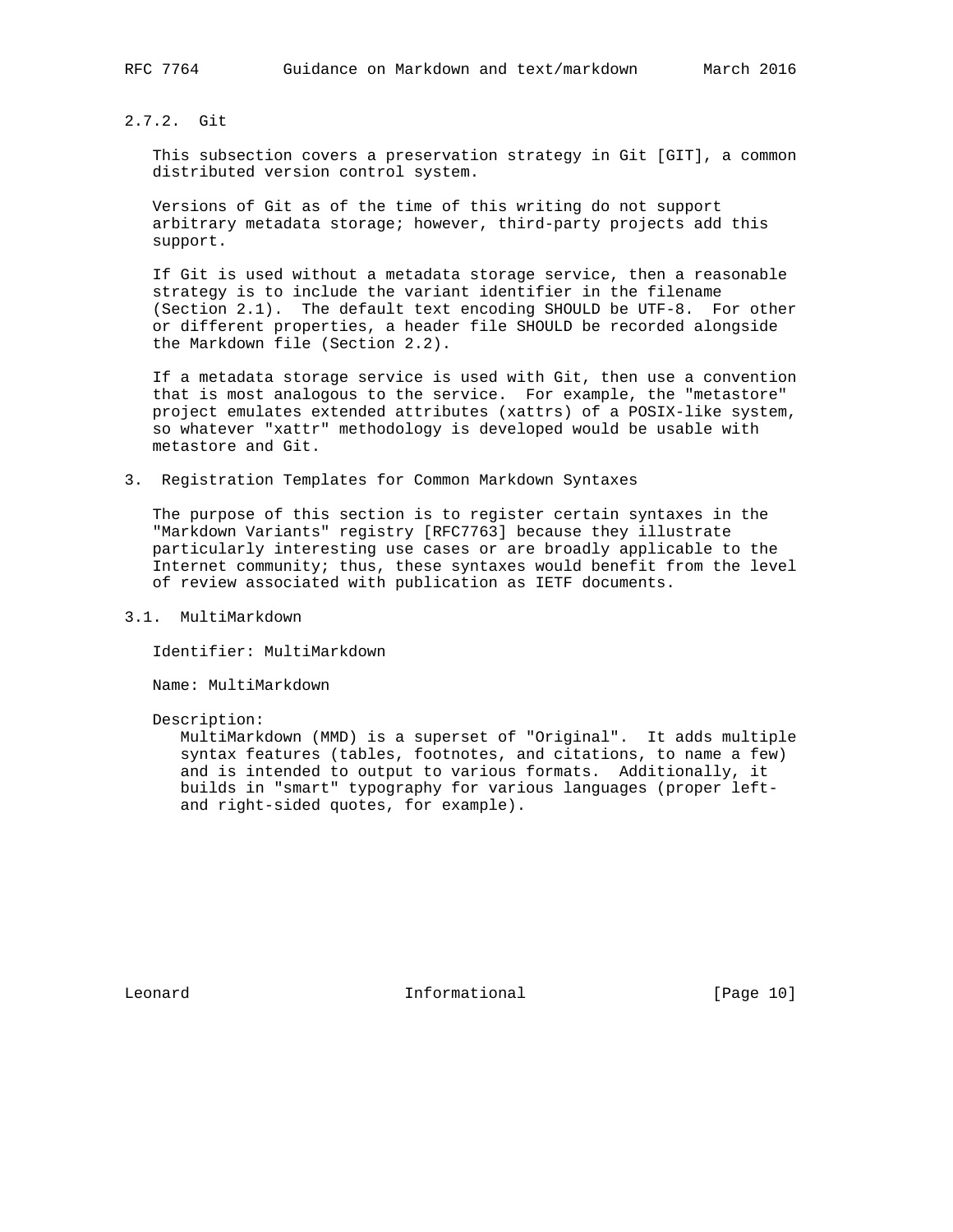#### 2.7.2. Git

This subsection covers a preservation strategy in Git [GIT], a common distributed version control system.

Versions of Git as of the time of this writing do not support arbitrary metadata storage; however, third-party projects add this support.

If Git is used without a metadata storage service, then a reasonable strategy is to include the variant identifier in the filename (Section 2.1). The default text encoding SHOULD be UTF-8. For other or different properties, a header file SHOULD be recorded alongside the Markdown file (Section 2.2).

If a metadata storage service is used with Git, then use a convention that is most analogous to the service. For example, the "metastore" project emulates extended attributes (xattrs) of a POSIX-like system, so whatever "xattr" methodology is developed would be usable with metastore and Git.

## 3. Registration Templates for Common Markdown Syntaxes

The purpose of this section is to register certain syntaxes in the "Markdown Variants" registry [RFC7763] because they illustrate particularly interesting use cases or are broadly applicable to the Internet community; thus, these syntaxes would benefit from the level of review associated with publication as IETF documents.

### 3.1. MultiMarkdown

Identifier: MultiMarkdown

Name: MultiMarkdown

Description:
MultiMarkdown (MMD) is a superset of "Original". It adds multiple syntax features (tables, footnotes, and citations, to name a few) and is intended to output to various formats. Additionally, it builds in "smart" typography for various languages (proper left- and right-sided quotes, for example).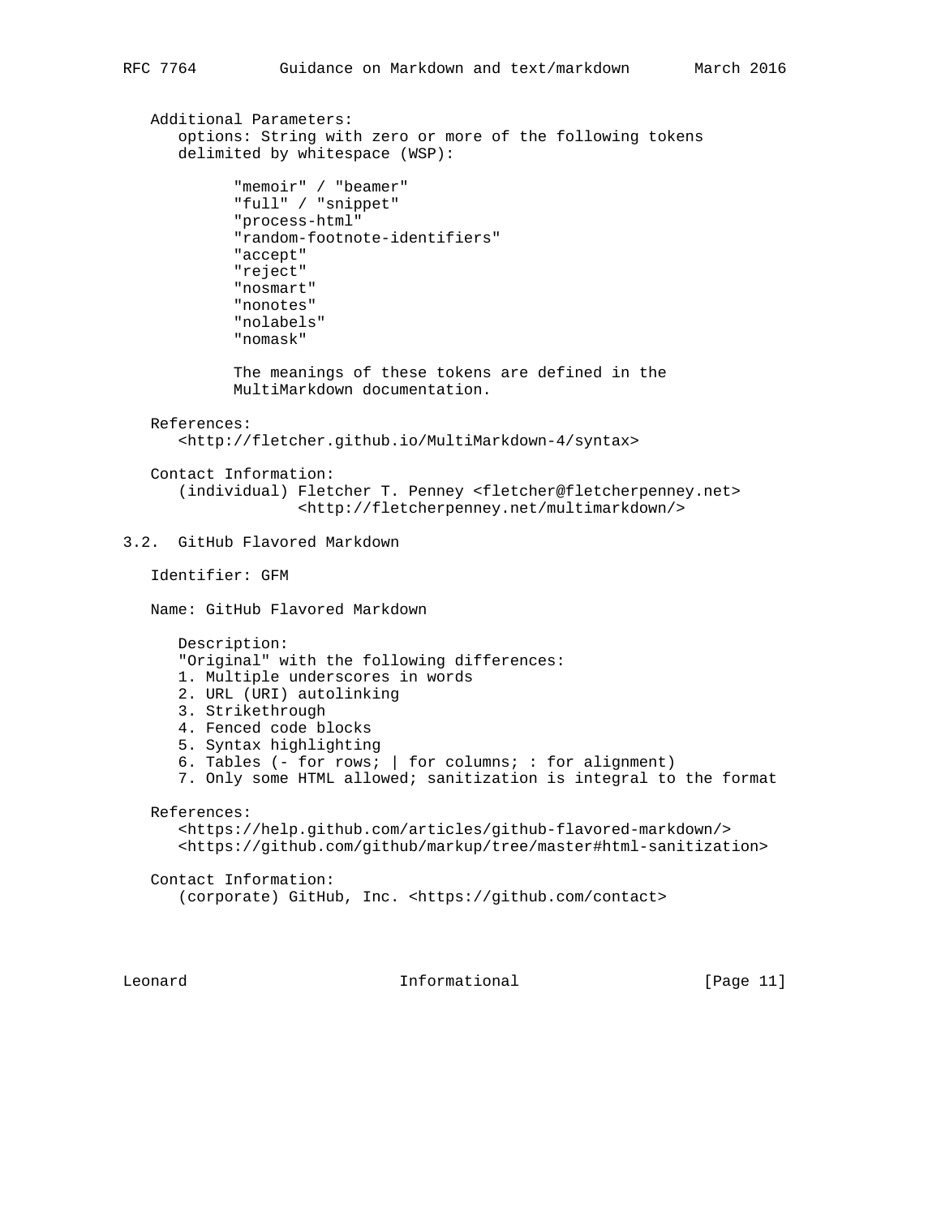Additional Parameters:
options: String with zero or more of the following tokens delimited by whitespace (WSP):

```
"memoir" / "beamer"
"full" / "snippet"
"process-html"
"random-footnote-identifiers"
"accept"
"reject"
"nosmart"
"nonotes"
"nolabels"
"nomask"
```

The meanings of these tokens are defined in the MultiMarkdown documentation.

References:
<http://fletcher.github.io/MultiMarkdown-4/syntax>

Contact Information:
(individual) Fletcher T. Penney <fletcher@fletcherpenney.net>
<http://fletcherpenney.net/multimarkdown/>

## 3.2. GitHub Flavored Markdown

Identifier: GFM

Name: GitHub Flavored Markdown

Description:
"Original" with the following differences:

1. Multiple underscores in words
2. URL (URI) autolinking
3. Strikethrough
4. Fenced code blocks
5. Syntax highlighting
6. Tables (- for rows; | for columns; : for alignment)
7. Only some HTML allowed; sanitization is integral to the format

References:
<https://help.github.com/articles/github-flavored-markdown/>
<https://github.com/github/markup/tree/master#html-sanitization>

Contact Information:
(corporate) GitHub, Inc. <https://github.com/contact>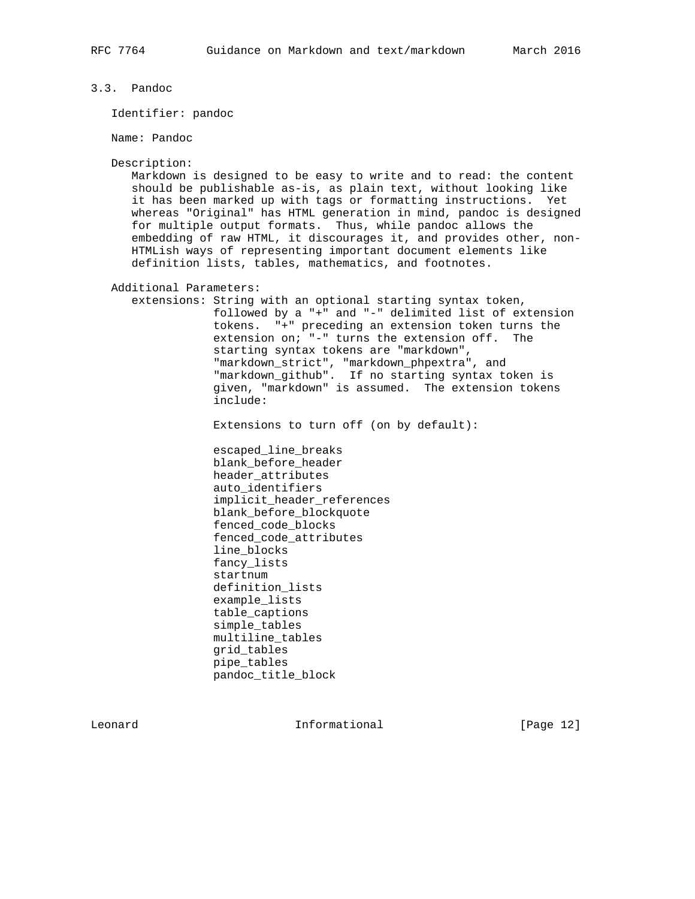### 3.3. Pandoc

Identifier: pandoc

Name: Pandoc

Description:
Markdown is designed to be easy to write and to read: the content should be publishable as-is, as plain text, without looking like it has been marked up with tags or formatting instructions. Yet whereas "Original" has HTML generation in mind, pandoc is designed for multiple output formats. Thus, while pandoc allows the embedding of raw HTML, it discourages it, and provides other, non-HTMLish ways of representing important document elements like definition lists, tables, mathematics, and footnotes.

Additional Parameters:
extensions: String with an optional starting syntax token, followed by a "+" and "-" delimited list of extension tokens. "+" preceding an extension token turns the extension on; "-" turns the extension off. The starting syntax tokens are "markdown", "markdown_strict", "markdown_phpextra", and "markdown_github". If no starting syntax token is given, "markdown" is assumed. The extension tokens include:

Extensions to turn off (on by default):

```
escaped_line_breaks
blank_before_header
header_attributes
auto_identifiers
implicit_header_references
blank_before_blockquote
fenced_code_blocks
fenced_code_attributes
line_blocks
fancy_lists
startnum
definition_lists
example_lists
table_captions
simple_tables
multiline_tables
grid_tables
pipe_tables
pandoc_title_block
```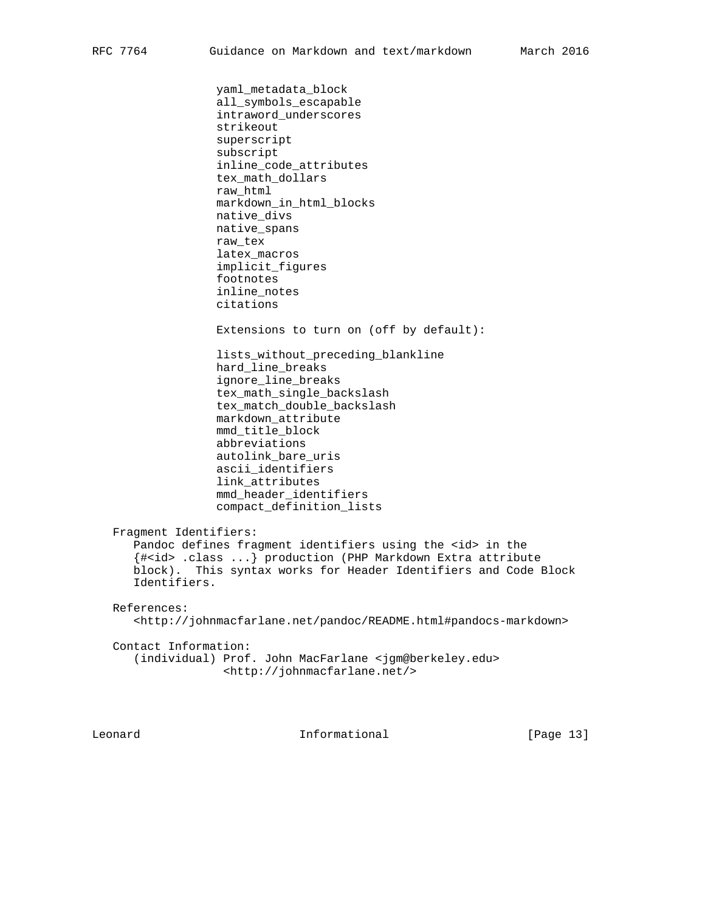yaml_metadata_block
all_symbols_escapable
intraword_underscores
strikeout
superscript
subscript
inline_code_attributes
tex_math_dollars
raw_html
markdown_in_html_blocks
native_divs
native_spans
raw_tex
latex_macros
implicit_figures
footnotes
inline_notes
citations

Extensions to turn on (off by default):

lists_without_preceding_blankline
hard_line_breaks
ignore_line_breaks
tex_math_single_backslash
tex_match_double_backslash
markdown_attribute
mmd_title_block
abbreviations
autolink_bare_uris
ascii_identifiers
link_attributes
mmd_header_identifiers
compact_definition_lists

Fragment Identifiers:
Pandoc defines fragment identifiers using the <id> in the {#<id> .class ...} production (PHP Markdown Extra attribute block). This syntax works for Header Identifiers and Code Block Identifiers.

References:
<http://johnmacfarlane.net/pandoc/README.html#pandocs-markdown>

Contact Information:
(individual) Prof. John MacFarlane <jgm@berkeley.edu>
<http://johnmacfarlane.net/>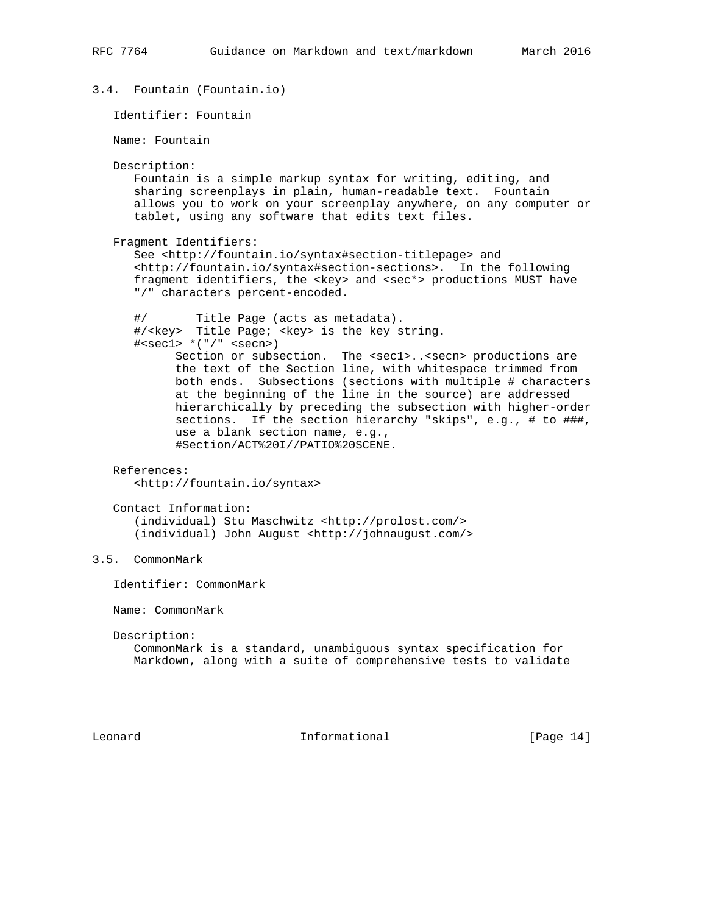### 3.4. Fountain (Fountain.io)

Identifier: Fountain

Name: Fountain

Description:
Fountain is a simple markup syntax for writing, editing, and sharing screenplays in plain, human-readable text. Fountain allows you to work on your screenplay anywhere, on any computer or tablet, using any software that edits text files.

Fragment Identifiers:
See <http://fountain.io/syntax#section-titlepage> and <http://fountain.io/syntax#section-sections>. In the following fragment identifiers, the <key> and <sec*> productions MUST have "/" characters percent-encoded.

```
#/       Title Page (acts as metadata).
#/<key>  Title Page; <key> is the key string.
#<sec1> *("/" <secn>)
      Section or subsection.  The <sec1>..<secn> productions are
      the text of the Section line, with whitespace trimmed from
      both ends.  Subsections (sections with multiple # characters
      at the beginning of the line in the source) are addressed
      hierarchically by preceding the subsection with higher-order
      sections.  If the section hierarchy "skips", e.g., # to ###,
      use a blank section name, e.g.,
      #Section/ACT%20I//PATIO%20SCENE.
```

References:
<http://fountain.io/syntax>

Contact Information:
(individual) Stu Maschwitz <http://prolost.com/>
(individual) John August <http://johnaugust.com/>

### 3.5. CommonMark

Identifier: CommonMark

Name: CommonMark

Description:
CommonMark is a standard, unambiguous syntax specification for Markdown, along with a suite of comprehensive tests to validate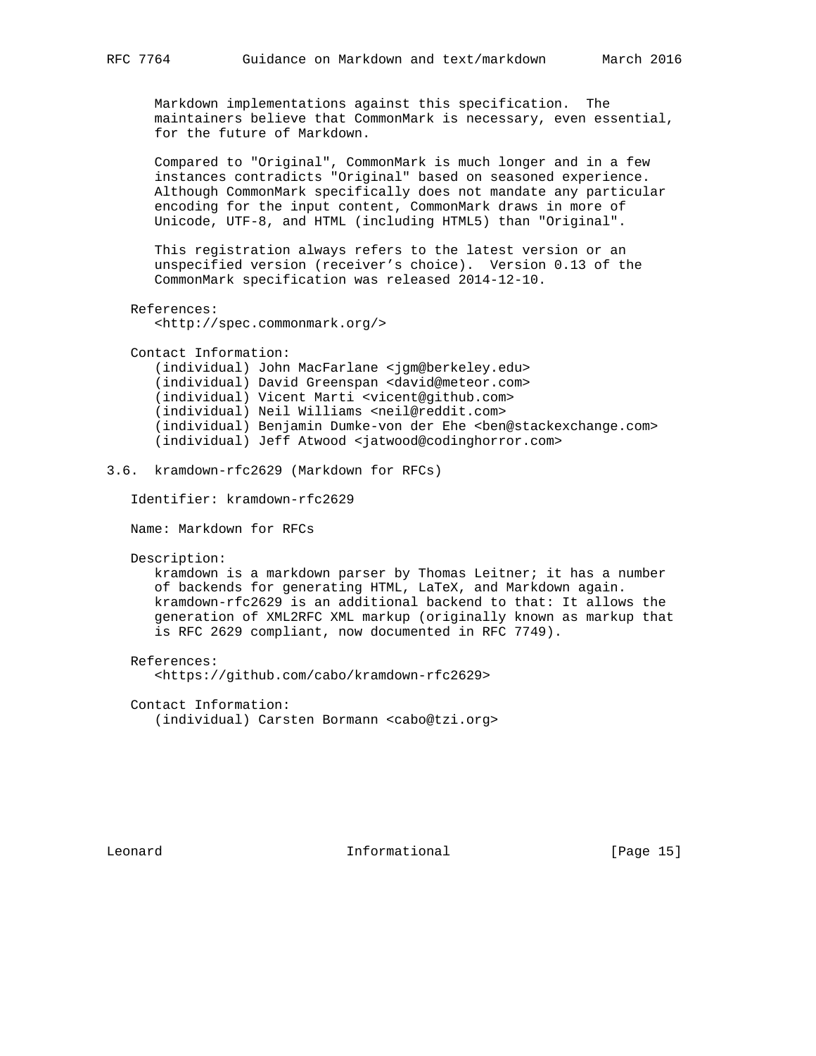Markdown implementations against this specification. The maintainers believe that CommonMark is necessary, even essential, for the future of Markdown.

Compared to "Original", CommonMark is much longer and in a few instances contradicts "Original" based on seasoned experience. Although CommonMark specifically does not mandate any particular encoding for the input content, CommonMark draws in more of Unicode, UTF-8, and HTML (including HTML5) than "Original".

This registration always refers to the latest version or an unspecified version (receiver's choice). Version 0.13 of the CommonMark specification was released 2014-12-10.

References:
<http://spec.commonmark.org/>

Contact Information:
(individual) John MacFarlane <jgm@berkeley.edu>
(individual) David Greenspan <david@meteor.com>
(individual) Vicent Marti <vicent@github.com>
(individual) Neil Williams <neil@reddit.com>
(individual) Benjamin Dumke-von der Ehe <ben@stackexchange.com>
(individual) Jeff Atwood <jatwood@codinghorror.com>

### 3.6. kramdown-rfc2629 (Markdown for RFCs)

Identifier: kramdown-rfc2629

Name: Markdown for RFCs

Description:
kramdown is a markdown parser by Thomas Leitner; it has a number of backends for generating HTML, LaTeX, and Markdown again. kramdown-rfc2629 is an additional backend to that: It allows the generation of XML2RFC XML markup (originally known as markup that is RFC 2629 compliant, now documented in RFC 7749).

References:
<https://github.com/cabo/kramdown-rfc2629>

Contact Information:
(individual) Carsten Bormann <cabo@tzi.org>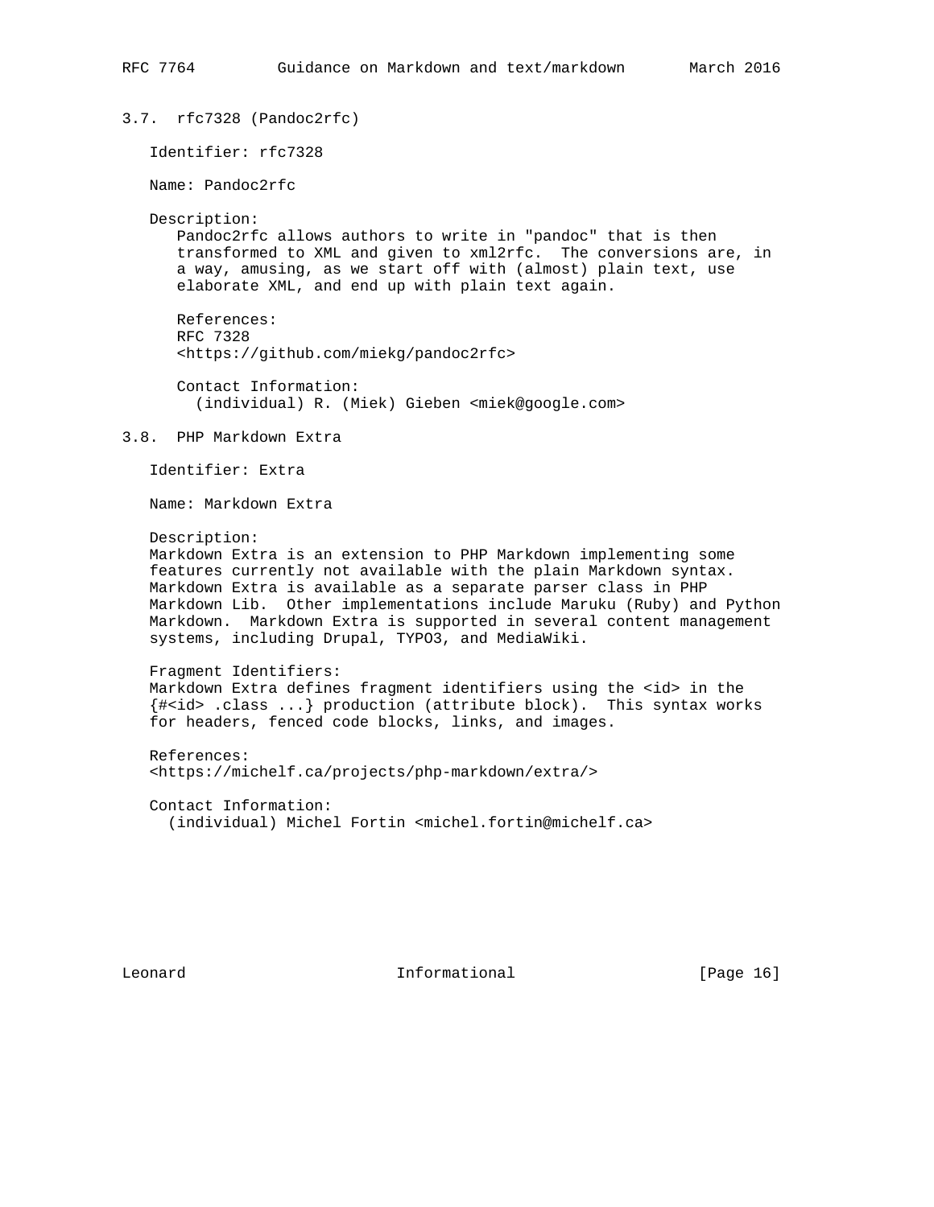### 3.7. rfc7328 (Pandoc2rfc)

Identifier: rfc7328

Name: Pandoc2rfc

Description:
Pandoc2rfc allows authors to write in "pandoc" that is then transformed to XML and given to xml2rfc. The conversions are, in a way, amusing, as we start off with (almost) plain text, use elaborate XML, and end up with plain text again.

References:
RFC 7328
<https://github.com/miekg/pandoc2rfc>

Contact Information:
(individual) R. (Miek) Gieben <miek@google.com>

### 3.8. PHP Markdown Extra

Identifier: Extra

Name: Markdown Extra

Description:
Markdown Extra is an extension to PHP Markdown implementing some features currently not available with the plain Markdown syntax. Markdown Extra is available as a separate parser class in PHP Markdown Lib. Other implementations include Maruku (Ruby) and Python Markdown. Markdown Extra is supported in several content management systems, including Drupal, TYPO3, and MediaWiki.

Fragment Identifiers:
Markdown Extra defines fragment identifiers using the <id> in the {#<id> .class ...} production (attribute block). This syntax works for headers, fenced code blocks, links, and images.

References:
<https://michelf.ca/projects/php-markdown/extra/>

Contact Information:
(individual) Michel Fortin <michel.fortin@michelf.ca>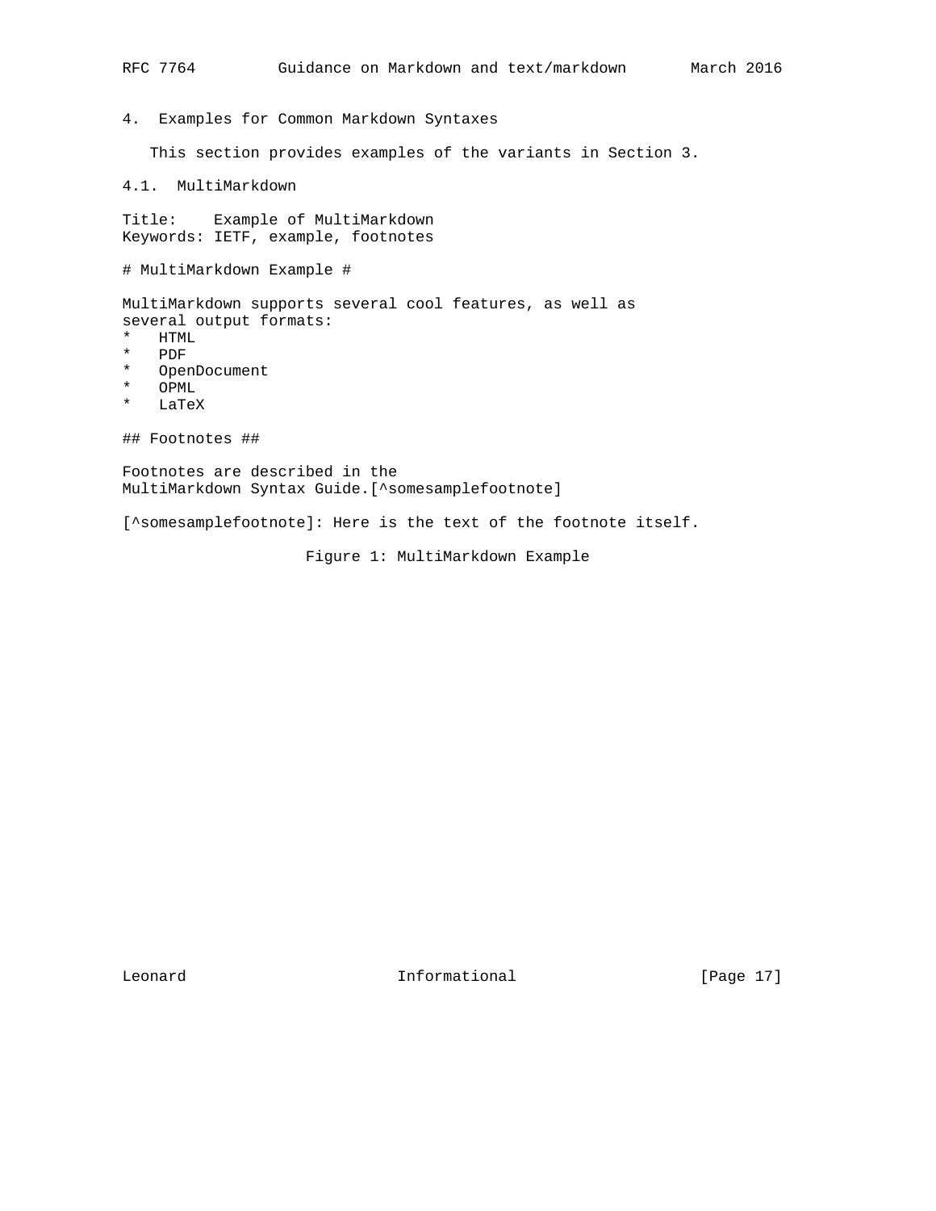## 4. Examples for Common Markdown Syntaxes

This section provides examples of the variants in Section 3.

### 4.1. MultiMarkdown

```
Title:    Example of MultiMarkdown
Keywords: IETF, example, footnotes

# MultiMarkdown Example #

MultiMarkdown supports several cool features, as well as
several output formats:
*   HTML
*   PDF
*   OpenDocument
*   OPML
*   LaTeX

## Footnotes ##

Footnotes are described in the
MultiMarkdown Syntax Guide.[^somesamplefootnote]

[^somesamplefootnote]: Here is the text of the footnote itself.
```

Figure 1: MultiMarkdown Example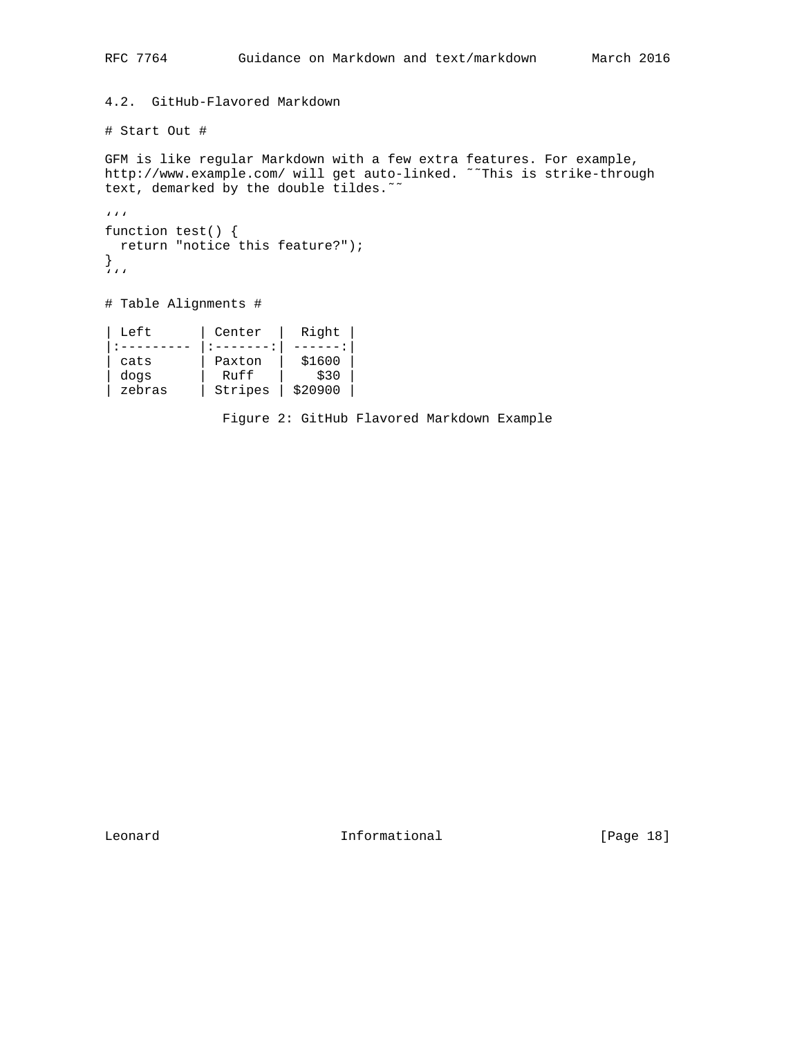### 4.2. GitHub-Flavored Markdown

```
# Start Out #

GFM is like regular Markdown with a few extra features. For example,
http://www.example.com/ will get auto-linked. ~~This is strike-through
text, demarked by the double tildes.~~

```
function test() {
  return "notice this feature?");
}
```

# Table Alignments #

| Left      | Center  |  Right |
|:--------- |:-------:| ------:|
| cats      | Paxton  |  $1600 |
| dogs      |  Ruff   |    $30 |
| zebras    | Stripes | $20900 |
```

Figure 2: GitHub Flavored Markdown Example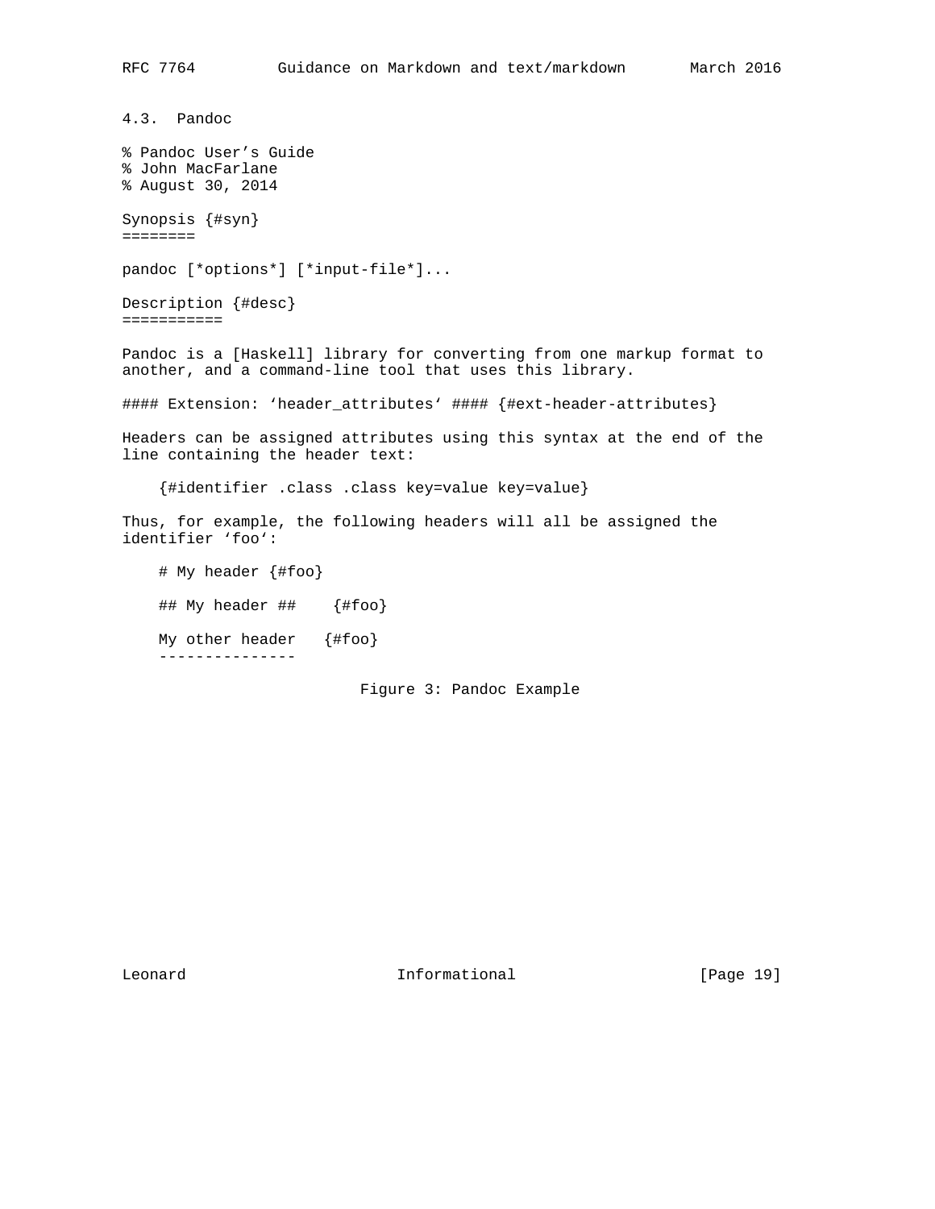### 4.3. Pandoc

```
% Pandoc User's Guide
% John MacFarlane
% August 30, 2014

Synopsis {#syn}
========

pandoc [*options*] [*input-file*]...

Description {#desc}
===========

Pandoc is a [Haskell] library for converting from one markup format to
another, and a command-line tool that uses this library.

#### Extension: `header_attributes` #### {#ext-header-attributes}

Headers can be assigned attributes using this syntax at the end of the
line containing the header text:

    {#identifier .class .class key=value key=value}

Thus, for example, the following headers will all be assigned the
identifier `foo`:

    # My header {#foo}

    ## My header ##    {#foo}

    My other header   {#foo}
    ---------------
```

Figure 3: Pandoc Example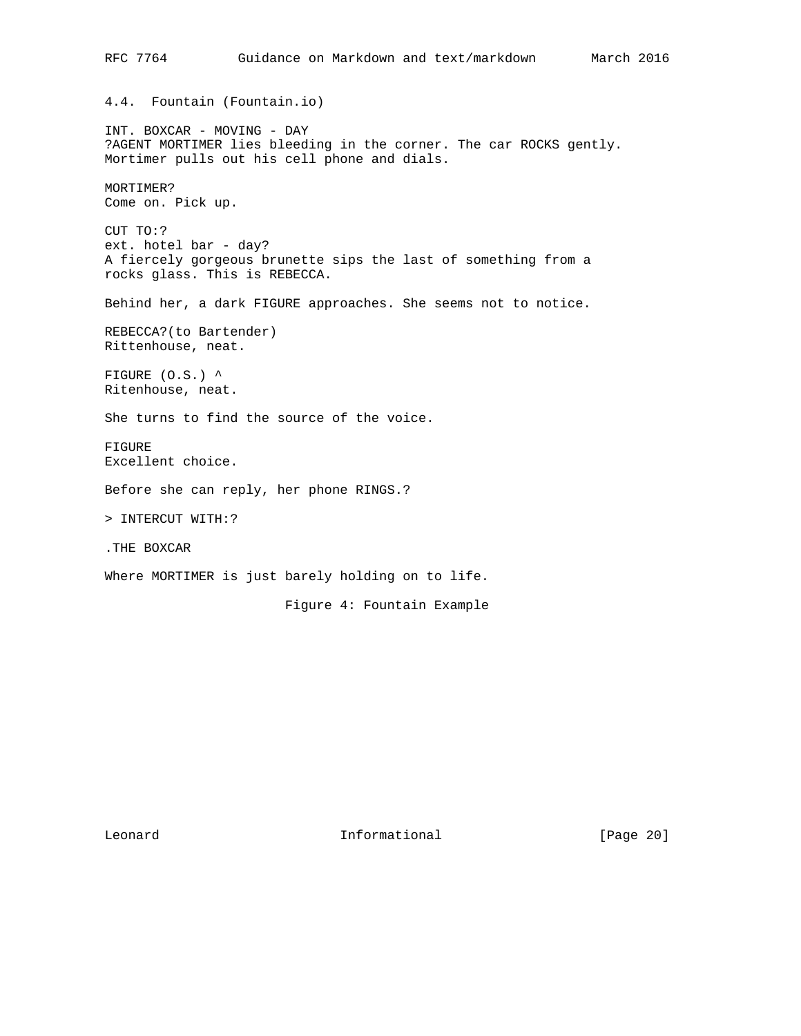### 4.4. Fountain (Fountain.io)

```
INT. BOXCAR - MOVING - DAY
?AGENT MORTIMER lies bleeding in the corner. The car ROCKS gently.
Mortimer pulls out his cell phone and dials.

MORTIMER?
Come on. Pick up.

CUT TO:?
ext. hotel bar - day?
A fiercely gorgeous brunette sips the last of something from a
rocks glass. This is REBECCA.

Behind her, a dark FIGURE approaches. She seems not to notice.

REBECCA?(to Bartender)
Rittenhouse, neat.

FIGURE (O.S.) ^
Ritenhouse, neat.

She turns to find the source of the voice.

FIGURE
Excellent choice.

Before she can reply, her phone RINGS.?

> INTERCUT WITH:?

.THE BOXCAR

Where MORTIMER is just barely holding on to life.
```

Figure 4: Fountain Example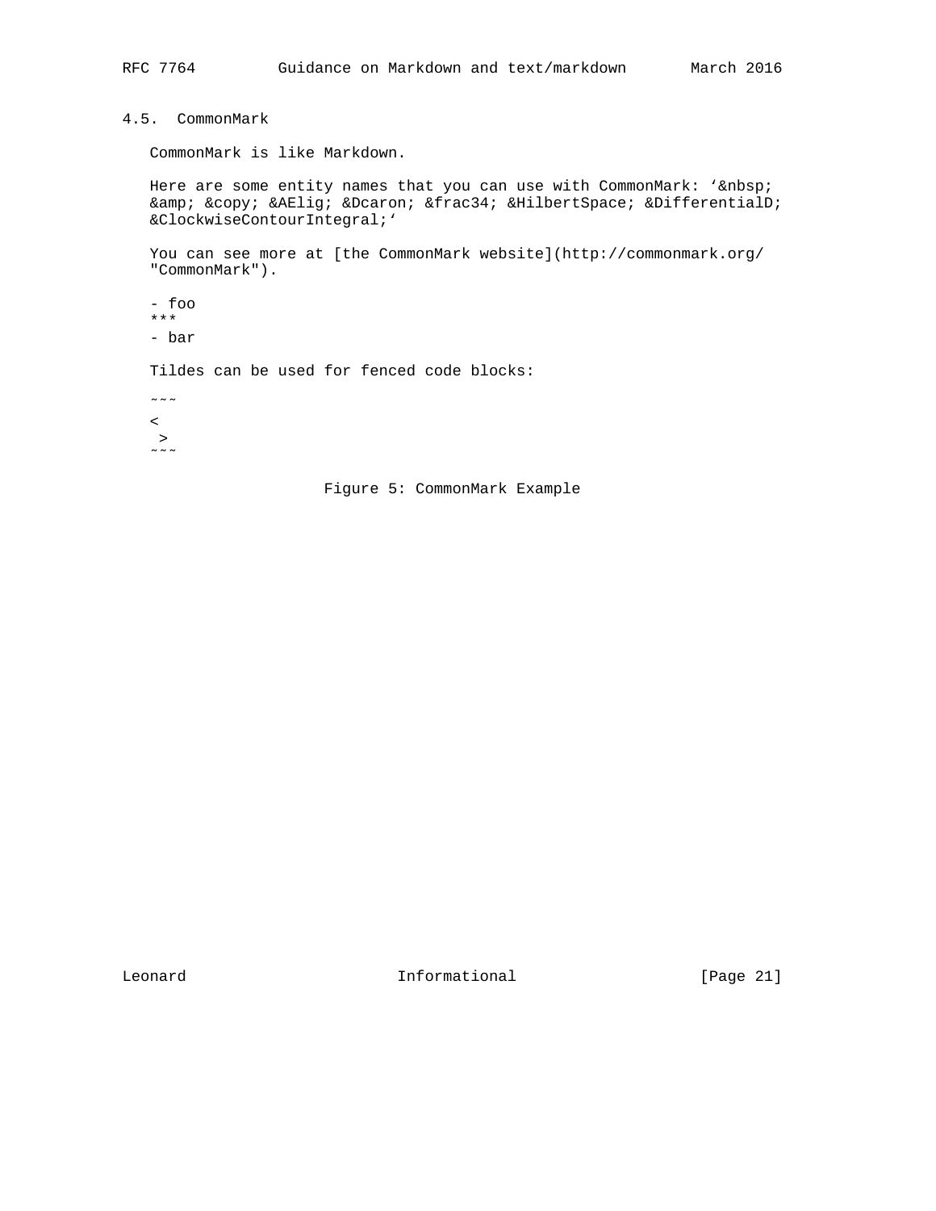## 4.5. CommonMark

```
CommonMark is like Markdown.

Here are some entity names that you can use with CommonMark: `&nbsp;
&amp; &copy; &AElig; &Dcaron; &frac34; &HilbertSpace; &DifferentialD;
&ClockwiseContourIntegral;`

You can see more at [the CommonMark website](http://commonmark.org/
"CommonMark").

- foo
***
- bar

Tildes can be used for fenced code blocks:

~~~
<
 >
~~~
```

Figure 5: CommonMark Example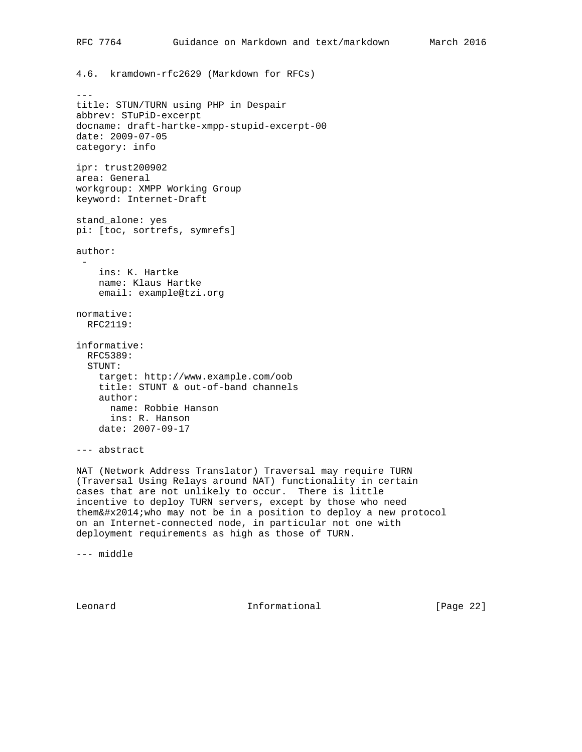### 4.6. kramdown-rfc2629 (Markdown for RFCs)

```
---
title: STUN/TURN using PHP in Despair
abbrev: STuPiD-excerpt
docname: draft-hartke-xmpp-stupid-excerpt-00
date: 2009-07-05
category: info

ipr: trust200902
area: General
workgroup: XMPP Working Group
keyword: Internet-Draft

stand_alone: yes
pi: [toc, sortrefs, symrefs]

author:
 -
    ins: K. Hartke
    name: Klaus Hartke
    email: example@tzi.org

normative:
  RFC2119:

informative:
  RFC5389:
  STUNT:
    target: http://www.example.com/oob
    title: STUNT & out-of-band channels
    author:
      name: Robbie Hanson
      ins: R. Hanson
    date: 2007-09-17

--- abstract

NAT (Network Address Translator) Traversal may require TURN
(Traversal Using Relays around NAT) functionality in certain
cases that are not unlikely to occur.  There is little
incentive to deploy TURN servers, except by those who need
them&#x2014;who may not be in a position to deploy a new protocol
on an Internet-connected node, in particular not one with
deployment requirements as high as those of TURN.

--- middle
```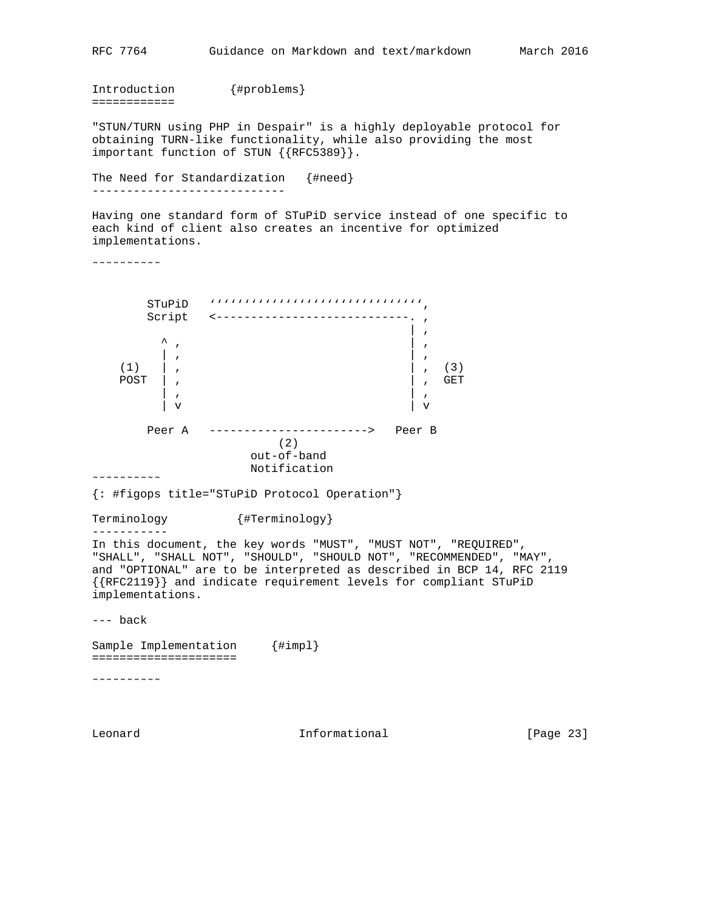```
Introduction        {#problems}
============

"STUN/TURN using PHP in Despair" is a highly deployable protocol for
obtaining TURN-like functionality, while also providing the most
important function of STUN {{RFC5389}}.

The Need for Standardization   {#need}
----------------------------

Having one standard form of STuPiD service instead of one specific to
each kind of client also creates an incentive for optimized
implementations.

~~~~~~~~~~


        STuPiD   ''''''''''''''''''''''''''''''',
        Script   <----------------------------. ,
                                              | ,
          ^ ,                                 | ,
          | ,                                 | ,
    (1)   | ,                                 | ,  (3)
    POST  | ,                                 | ,  GET
          | ,                                 | ,
          | v                                 | v

        Peer A   ----------------------->   Peer B
                           (2)
                       out-of-band
                       Notification
~~~~~~~~~~
{: #figops title="STuPiD Protocol Operation"}

Terminology          {#Terminology}
-----------
In this document, the key words "MUST", "MUST NOT", "REQUIRED",
"SHALL", "SHALL NOT", "SHOULD", "SHOULD NOT", "RECOMMENDED", "MAY",
and "OPTIONAL" are to be interpreted as described in BCP 14, RFC 2119
{{RFC2119}} and indicate requirement levels for compliant STuPiD
implementations.

--- back

Sample Implementation     {#impl}
=====================

~~~~~~~~~~
```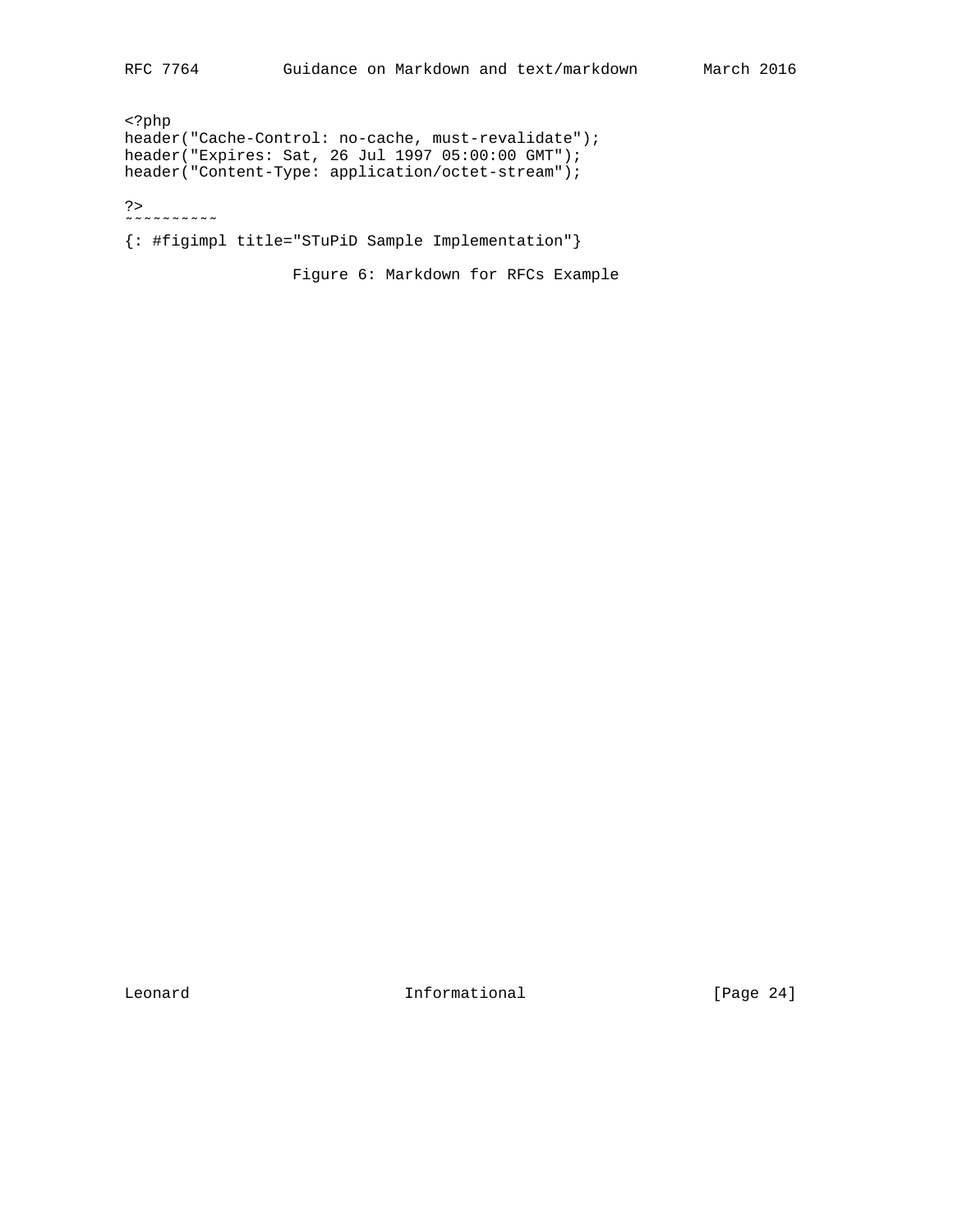```
<?php
header("Cache-Control: no-cache, must-revalidate");
header("Expires: Sat, 26 Jul 1997 05:00:00 GMT");
header("Content-Type: application/octet-stream");

?>
~~~~~~~~~~

{: #figimpl title="STuPiD Sample Implementation"}
```

Figure 6: Markdown for RFCs Example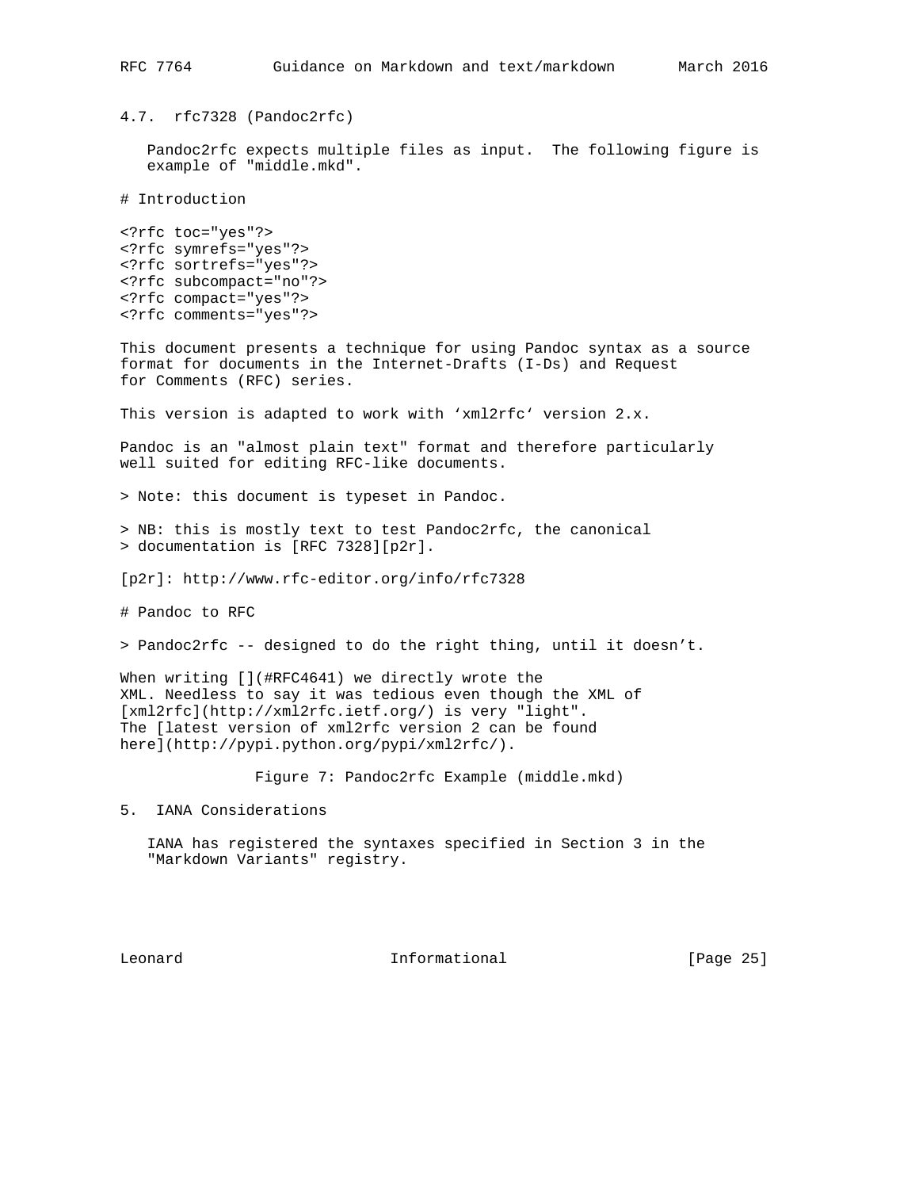### 4.7. rfc7328 (Pandoc2rfc)

Pandoc2rfc expects multiple files as input. The following figure is example of "middle.mkd".

```
# Introduction

<?rfc toc="yes"?>
<?rfc symrefs="yes"?>
<?rfc sortrefs="yes"?>
<?rfc subcompact="no"?>
<?rfc compact="yes"?>
<?rfc comments="yes"?>

This document presents a technique for using Pandoc syntax as a source
format for documents in the Internet-Drafts (I-Ds) and Request
for Comments (RFC) series.

This version is adapted to work with ‘xml2rfc‘ version 2.x.

Pandoc is an "almost plain text" format and therefore particularly
well suited for editing RFC-like documents.

> Note: this document is typeset in Pandoc.

> NB: this is mostly text to test Pandoc2rfc, the canonical
> documentation is [RFC 7328][p2r].

[p2r]: http://www.rfc-editor.org/info/rfc7328

# Pandoc to RFC

> Pandoc2rfc -- designed to do the right thing, until it doesn’t.

When writing [](#RFC4641) we directly wrote the
XML. Needless to say it was tedious even though the XML of
[xml2rfc](http://xml2rfc.ietf.org/) is very "light".
The [latest version of xml2rfc version 2 can be found
here](http://pypi.python.org/pypi/xml2rfc/).
```

Figure 7: Pandoc2rfc Example (middle.mkd)

## 5. IANA Considerations

IANA has registered the syntaxes specified in Section 3 in the "Markdown Variants" registry.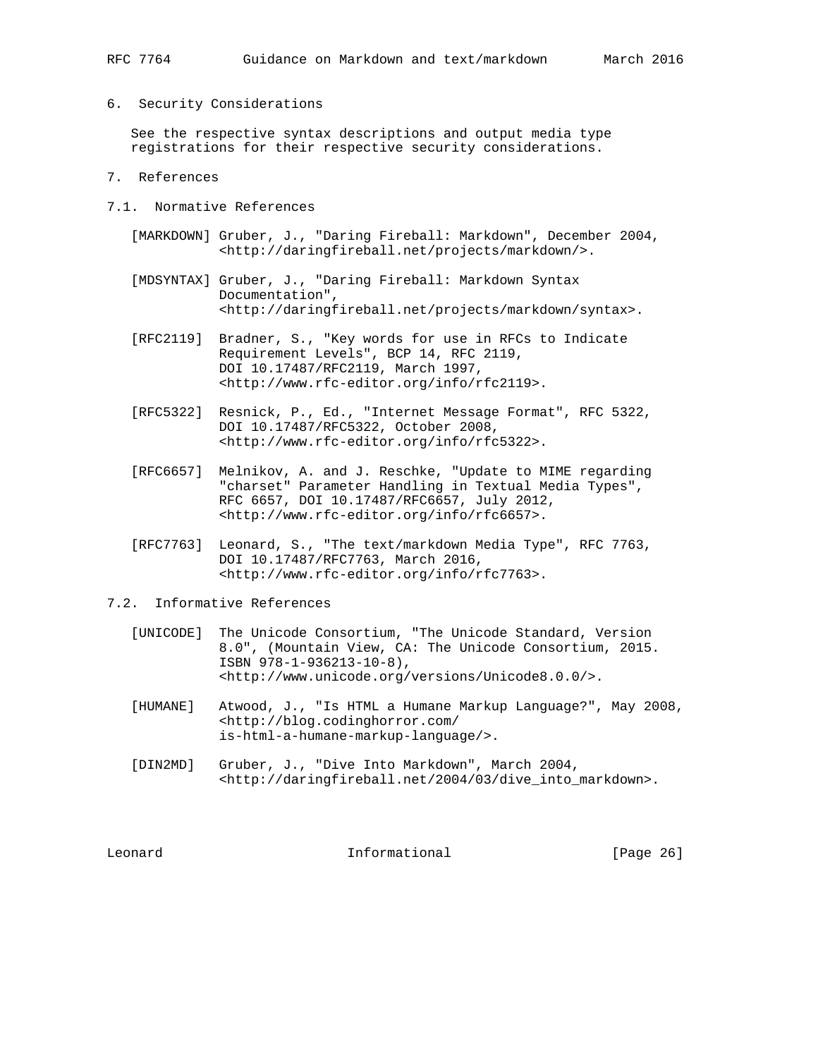## 6. Security Considerations

See the respective syntax descriptions and output media type registrations for their respective security considerations.

## 7. References

### 7.1. Normative References

[MARKDOWN] Gruber, J., "Daring Fireball: Markdown", December 2004, <http://daringfireball.net/projects/markdown/>.

[MDSYNTAX] Gruber, J., "Daring Fireball: Markdown Syntax Documentation", <http://daringfireball.net/projects/markdown/syntax>.

[RFC2119] Bradner, S., "Key words for use in RFCs to Indicate Requirement Levels", BCP 14, RFC 2119, DOI 10.17487/RFC2119, March 1997, <http://www.rfc-editor.org/info/rfc2119>.

[RFC5322] Resnick, P., Ed., "Internet Message Format", RFC 5322, DOI 10.17487/RFC5322, October 2008, <http://www.rfc-editor.org/info/rfc5322>.

[RFC6657] Melnikov, A. and J. Reschke, "Update to MIME regarding "charset" Parameter Handling in Textual Media Types", RFC 6657, DOI 10.17487/RFC6657, July 2012, <http://www.rfc-editor.org/info/rfc6657>.

[RFC7763] Leonard, S., "The text/markdown Media Type", RFC 7763, DOI 10.17487/RFC7763, March 2016, <http://www.rfc-editor.org/info/rfc7763>.

### 7.2. Informative References

[UNICODE] The Unicode Consortium, "The Unicode Standard, Version 8.0", (Mountain View, CA: The Unicode Consortium, 2015. ISBN 978-1-936213-10-8), <http://www.unicode.org/versions/Unicode8.0.0/>.

[HUMANE] Atwood, J., "Is HTML a Humane Markup Language?", May 2008, <http://blog.codinghorror.com/is-html-a-humane-markup-language/>.

[DIN2MD] Gruber, J., "Dive Into Markdown", March 2004, <http://daringfireball.net/2004/03/dive_into_markdown>.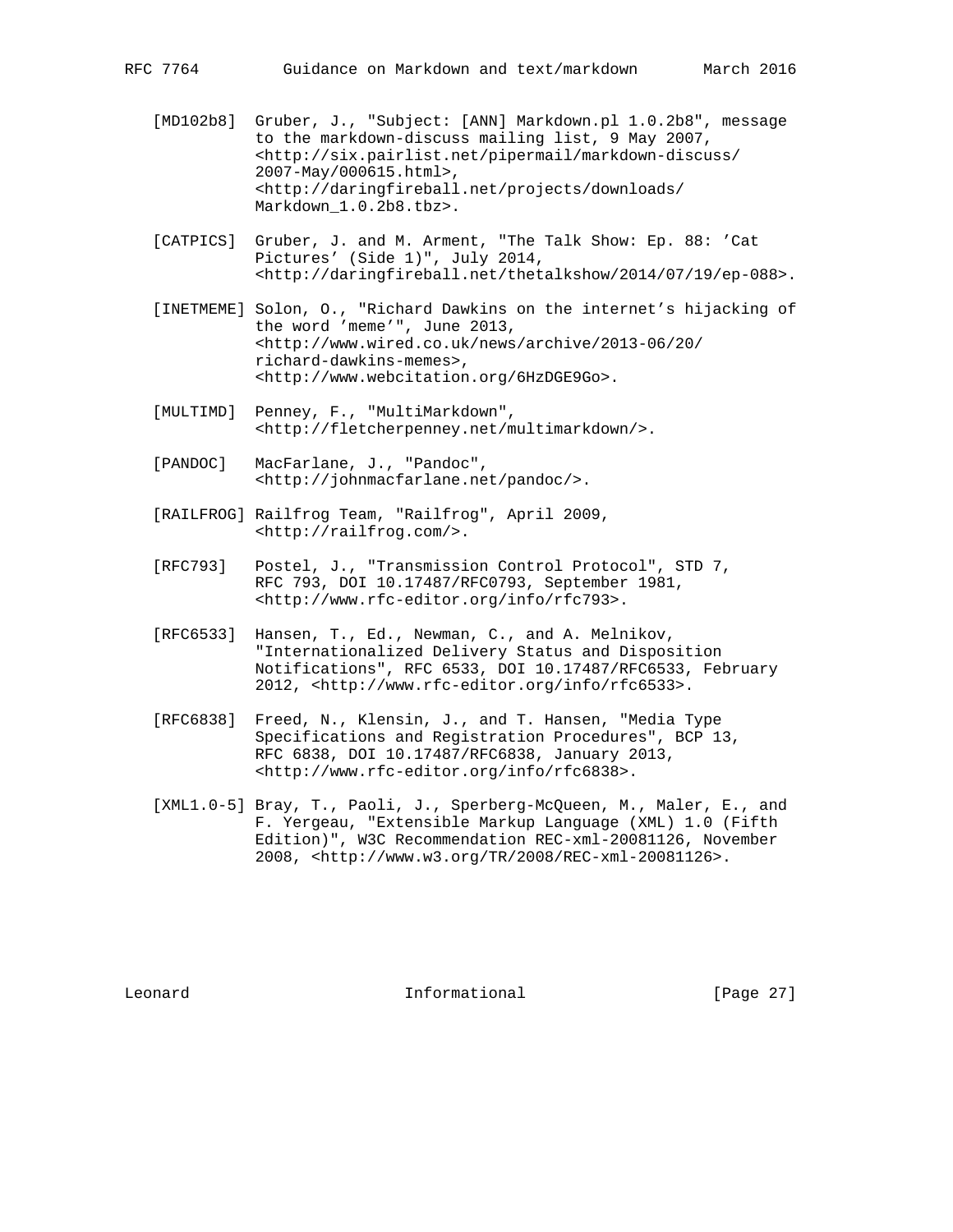[MD102b8] Gruber, J., "Subject: [ANN] Markdown.pl 1.0.2b8", message to the markdown-discuss mailing list, 9 May 2007, <http://six.pairlist.net/pipermail/markdown-discuss/2007-May/000615.html>, <http://daringfireball.net/projects/downloads/Markdown_1.0.2b8.tbz>.

[CATPICS] Gruber, J. and M. Arment, "The Talk Show: Ep. 88: 'Cat Pictures' (Side 1)", July 2014, <http://daringfireball.net/thetalkshow/2014/07/19/ep-088>.

[INETMEME] Solon, O., "Richard Dawkins on the internet's hijacking of the word 'meme'", June 2013, <http://www.wired.co.uk/news/archive/2013-06/20/richard-dawkins-memes>, <http://www.webcitation.org/6HzDGE9Go>.

[MULTIMD] Penney, F., "MultiMarkdown", <http://fletcherpenney.net/multimarkdown/>.

[PANDOC] MacFarlane, J., "Pandoc", <http://johnmacfarlane.net/pandoc/>.

[RAILFROG] Railfrog Team, "Railfrog", April 2009, <http://railfrog.com/>.

[RFC793] Postel, J., "Transmission Control Protocol", STD 7, RFC 793, DOI 10.17487/RFC0793, September 1981, <http://www.rfc-editor.org/info/rfc793>.

[RFC6533] Hansen, T., Ed., Newman, C., and A. Melnikov, "Internationalized Delivery Status and Disposition Notifications", RFC 6533, DOI 10.17487/RFC6533, February 2012, <http://www.rfc-editor.org/info/rfc6533>.

[RFC6838] Freed, N., Klensin, J., and T. Hansen, "Media Type Specifications and Registration Procedures", BCP 13, RFC 6838, DOI 10.17487/RFC6838, January 2013, <http://www.rfc-editor.org/info/rfc6838>.

[XML1.0-5] Bray, T., Paoli, J., Sperberg-McQueen, M., Maler, E., and F. Yergeau, "Extensible Markup Language (XML) 1.0 (Fifth Edition)", W3C Recommendation REC-xml-20081126, November 2008, <http://www.w3.org/TR/2008/REC-xml-20081126>.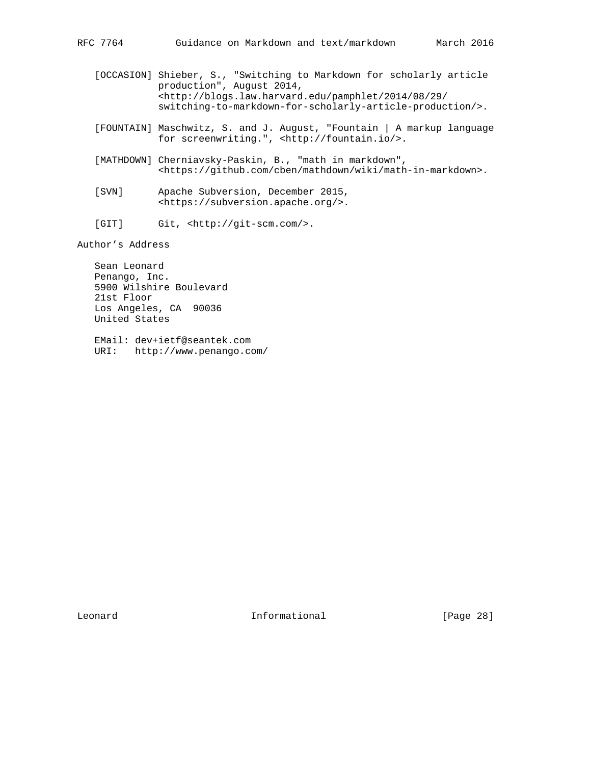[OCCASION] Shieber, S., "Switching to Markdown for scholarly article production", August 2014, <http://blogs.law.harvard.edu/pamphlet/2014/08/29/switching-to-markdown-for-scholarly-article-production/>.

[FOUNTAIN] Maschwitz, S. and J. August, "Fountain | A markup language for screenwriting.", <http://fountain.io/>.

[MATHDOWN] Cherniavsky-Paskin, B., "math in markdown", <https://github.com/cben/mathdown/wiki/math-in-markdown>.

[SVN] Apache Subversion, December 2015, <https://subversion.apache.org/>.

[GIT] Git, <http://git-scm.com/>.

## Author's Address

Sean Leonard
Penango, Inc.
5900 Wilshire Boulevard
21st Floor
Los Angeles, CA 90036
United States

EMail: dev+ietf@seantek.com
URI: http://www.penango.com/